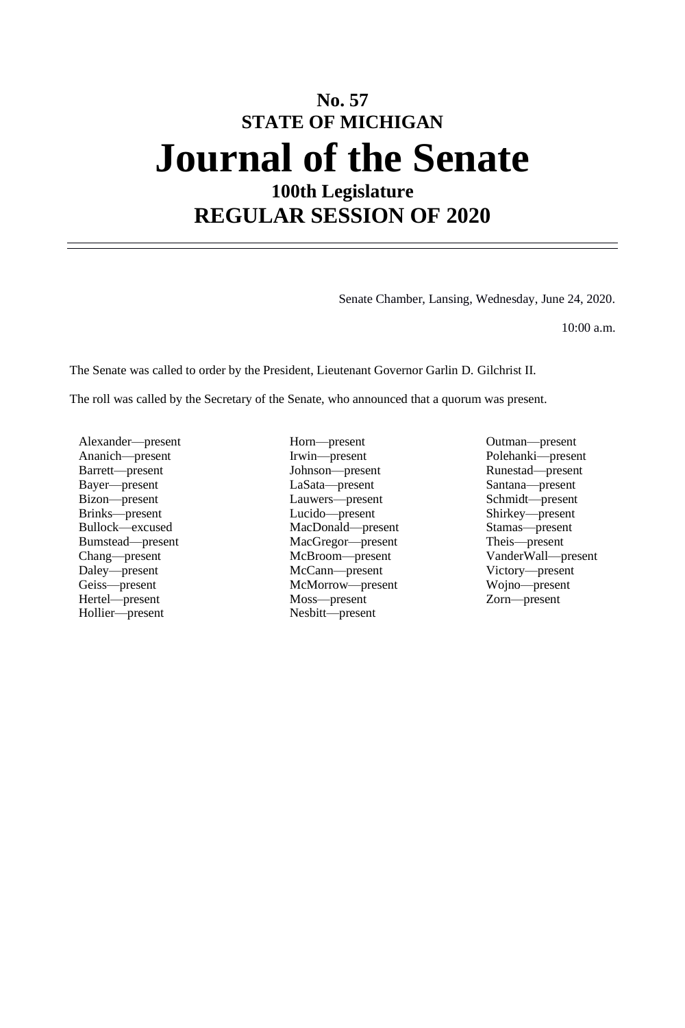# No. 57
# STATE OF MICHIGAN
# Journal of the Senate
## 100th Legislature
## REGULAR SESSION OF 2020

---

Senate Chamber, Lansing, Wednesday, June 24, 2020.

10:00 a.m.

The Senate was called to order by the President, Lieutenant Governor Garlin D. Gilchrist II.

The roll was called by the Secretary of the Senate, who announced that a quorum was present.

| | | |
|---|---|---|
| Alexander—present | Horn—present | Outman—present |
| Ananich—present | Irwin—present | Polehanki—present |
| Barrett—present | Johnson—present | Runestad—present |
| Bayer—present | LaSata—present | Santana—present |
| Bizon—present | Lauwers—present | Schmidt—present |
| Brinks—present | Lucido—present | Shirkey—present |
| Bullock—excused | MacDonald—present | Stamas—present |
| Bumstead—present | MacGregor—present | Theis—present |
| Chang—present | McBroom—present | VanderWall—present |
| Daley—present | McCann—present | Victory—present |
| Geiss—present | McMorrow—present | Wojno—present |
| Hertel—present | Moss—present | Zorn—present |
| Hollier—present | Nesbitt—present | |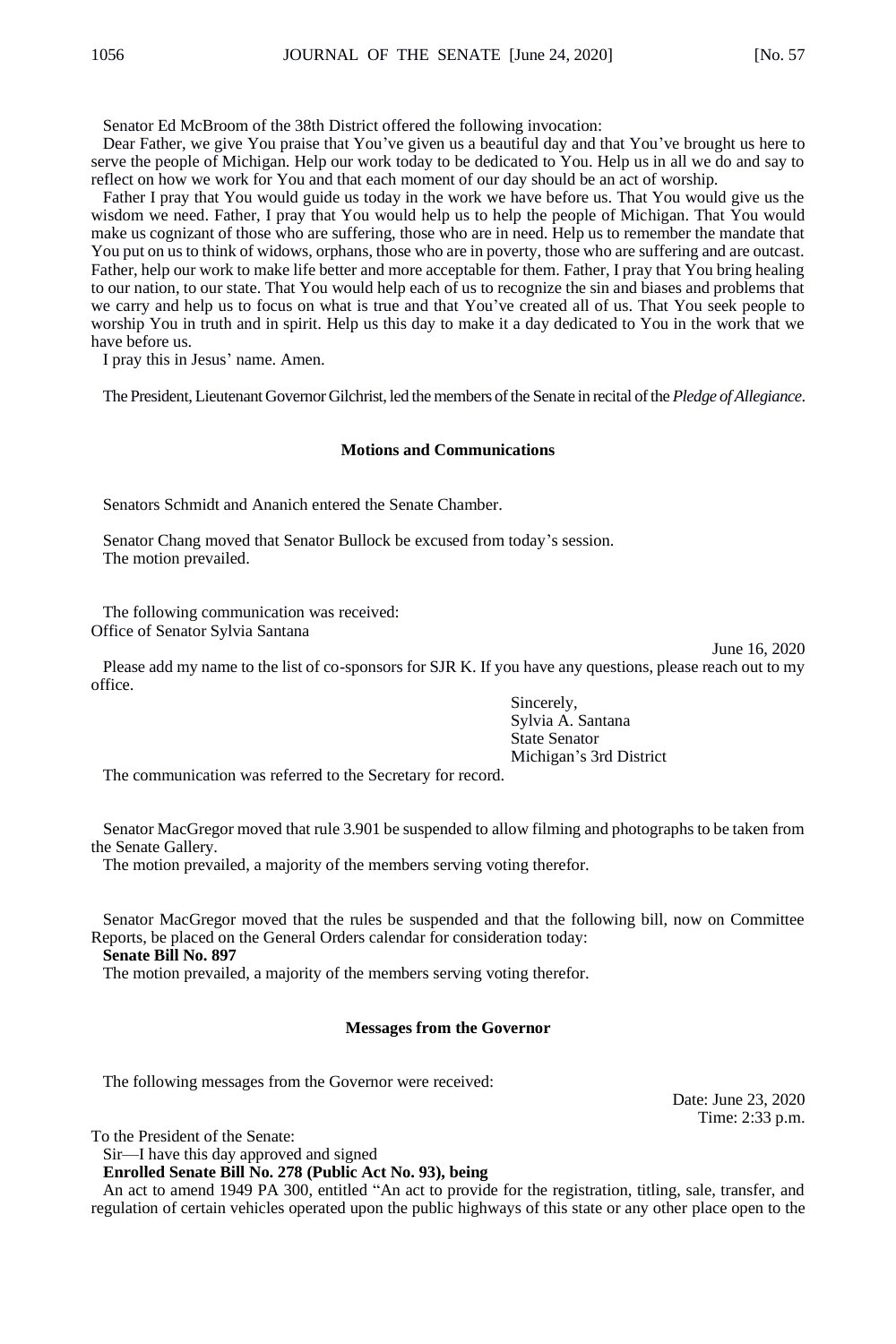Senator Ed McBroom of the 38th District offered the following invocation:

Dear Father, we give You praise that You've given us a beautiful day and that You've brought us here to serve the people of Michigan. Help our work today to be dedicated to You. Help us in all we do and say to reflect on how we work for You and that each moment of our day should be an act of worship.

Father I pray that You would guide us today in the work we have before us. That You would give us the wisdom we need. Father, I pray that You would help us to help the people of Michigan. That You would make us cognizant of those who are suffering, those who are in need. Help us to remember the mandate that You put on us to think of widows, orphans, those who are in poverty, those who are suffering and are outcast. Father, help our work to make life better and more acceptable for them. Father, I pray that You bring healing to our nation, to our state. That You would help each of us to recognize the sin and biases and problems that we carry and help us to focus on what is true and that You've created all of us. That You seek people to worship You in truth and in spirit. Help us this day to make it a day dedicated to You in the work that we have before us.

I pray this in Jesus' name. Amen.

The President, Lieutenant Governor Gilchrist, led the members of the Senate in recital of the *Pledge of Allegiance*.

### Motions and Communications

Senators Schmidt and Ananich entered the Senate Chamber.

Senator Chang moved that Senator Bullock be excused from today's session.

The motion prevailed.

The following communication was received:

Office of Senator Sylvia Santana

June 16, 2020

Please add my name to the list of co-sponsors for SJR K. If you have any questions, please reach out to my office.

Sincerely,
Sylvia A. Santana
State Senator
Michigan's 3rd District

The communication was referred to the Secretary for record.

Senator MacGregor moved that rule 3.901 be suspended to allow filming and photographs to be taken from the Senate Gallery.

The motion prevailed, a majority of the members serving voting therefor.

Senator MacGregor moved that the rules be suspended and that the following bill, now on Committee Reports, be placed on the General Orders calendar for consideration today:

**Senate Bill No. 897**

The motion prevailed, a majority of the members serving voting therefor.

### Messages from the Governor

The following messages from the Governor were received:

Date: June 23, 2020
Time: 2:33 p.m.

To the President of the Senate:

Sir—I have this day approved and signed

**Enrolled Senate Bill No. 278 (Public Act No. 93), being**

An act to amend 1949 PA 300, entitled "An act to provide for the registration, titling, sale, transfer, and regulation of certain vehicles operated upon the public highways of this state or any other place open to the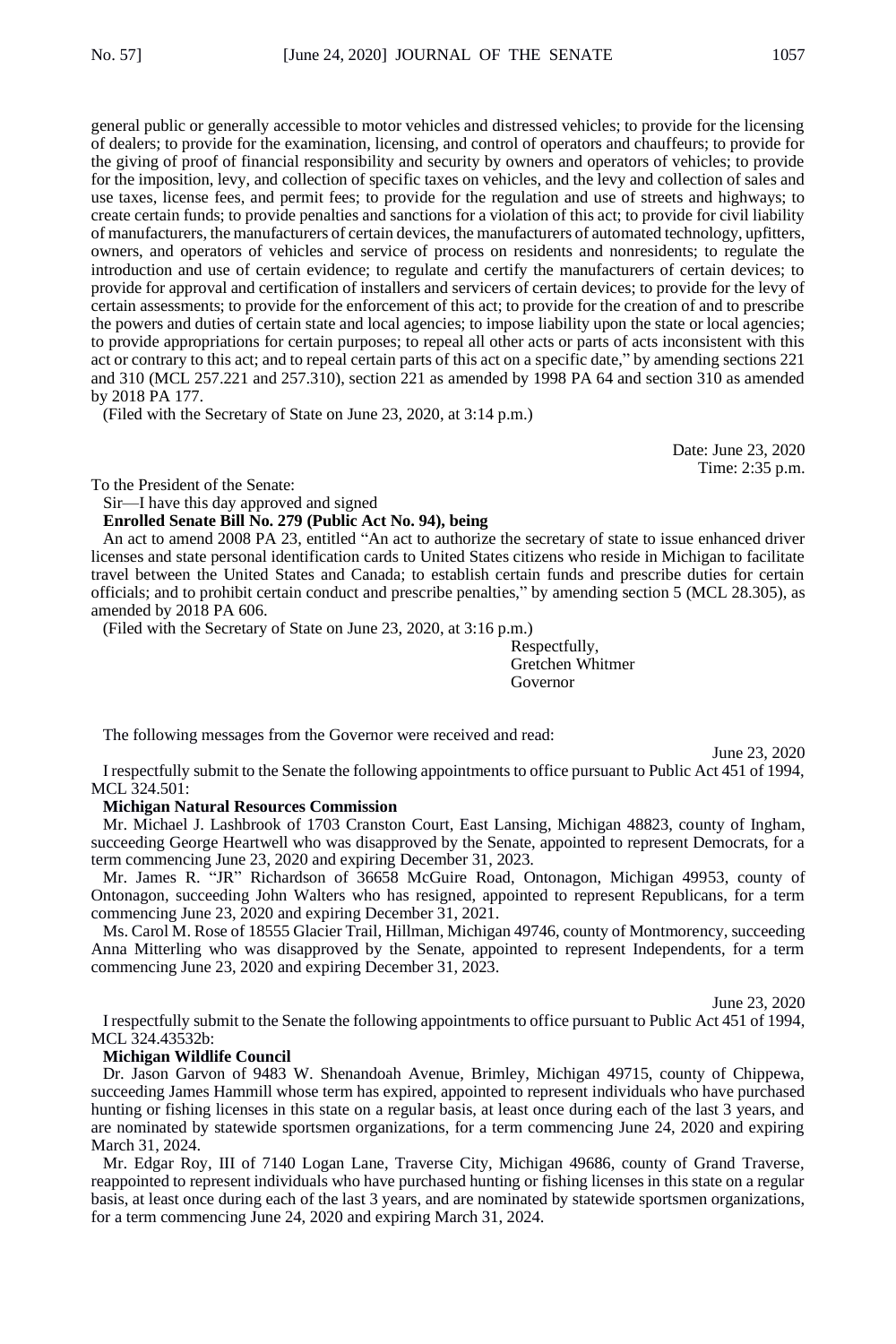general public or generally accessible to motor vehicles and distressed vehicles; to provide for the licensing of dealers; to provide for the examination, licensing, and control of operators and chauffeurs; to provide for the giving of proof of financial responsibility and security by owners and operators of vehicles; to provide for the imposition, levy, and collection of specific taxes on vehicles, and the levy and collection of sales and use taxes, license fees, and permit fees; to provide for the regulation and use of streets and highways; to create certain funds; to provide penalties and sanctions for a violation of this act; to provide for civil liability of manufacturers, the manufacturers of certain devices, the manufacturers of automated technology, upfitters, owners, and operators of vehicles and service of process on residents and nonresidents; to regulate the introduction and use of certain evidence; to regulate and certify the manufacturers of certain devices; to provide for approval and certification of installers and servicers of certain devices; to provide for the levy of certain assessments; to provide for the enforcement of this act; to provide for the creation of and to prescribe the powers and duties of certain state and local agencies; to impose liability upon the state or local agencies; to provide appropriations for certain purposes; to repeal all other acts or parts of acts inconsistent with this act or contrary to this act; and to repeal certain parts of this act on a specific date," by amending sections 221 and 310 (MCL 257.221 and 257.310), section 221 as amended by 1998 PA 64 and section 310 as amended by 2018 PA 177.

(Filed with the Secretary of State on June 23, 2020, at 3:14 p.m.)

Date: June 23, 2020
Time: 2:35 p.m.

To the President of the Senate:

Sir—I have this day approved and signed

**Enrolled Senate Bill No. 279 (Public Act No. 94), being**

An act to amend 2008 PA 23, entitled "An act to authorize the secretary of state to issue enhanced driver licenses and state personal identification cards to United States citizens who reside in Michigan to facilitate travel between the United States and Canada; to establish certain funds and prescribe duties for certain officials; and to prohibit certain conduct and prescribe penalties," by amending section 5 (MCL 28.305), as amended by 2018 PA 606.

(Filed with the Secretary of State on June 23, 2020, at 3:16 p.m.)

Respectfully,
Gretchen Whitmer
Governor

The following messages from the Governor were received and read:

June 23, 2020

I respectfully submit to the Senate the following appointments to office pursuant to Public Act 451 of 1994, MCL 324.501:

**Michigan Natural Resources Commission**

Mr. Michael J. Lashbrook of 1703 Cranston Court, East Lansing, Michigan 48823, county of Ingham, succeeding George Heartwell who was disapproved by the Senate, appointed to represent Democrats, for a term commencing June 23, 2020 and expiring December 31, 2023.

Mr. James R. "JR" Richardson of 36658 McGuire Road, Ontonagon, Michigan 49953, county of Ontonagon, succeeding John Walters who has resigned, appointed to represent Republicans, for a term commencing June 23, 2020 and expiring December 31, 2021.

Ms. Carol M. Rose of 18555 Glacier Trail, Hillman, Michigan 49746, county of Montmorency, succeeding Anna Mitterling who was disapproved by the Senate, appointed to represent Independents, for a term commencing June 23, 2020 and expiring December 31, 2023.

June 23, 2020

I respectfully submit to the Senate the following appointments to office pursuant to Public Act 451 of 1994, MCL 324.43532b:

**Michigan Wildlife Council**

Dr. Jason Garvon of 9483 W. Shenandoah Avenue, Brimley, Michigan 49715, county of Chippewa, succeeding James Hammill whose term has expired, appointed to represent individuals who have purchased hunting or fishing licenses in this state on a regular basis, at least once during each of the last 3 years, and are nominated by statewide sportsmen organizations, for a term commencing June 24, 2020 and expiring March 31, 2024.

Mr. Edgar Roy, III of 7140 Logan Lane, Traverse City, Michigan 49686, county of Grand Traverse, reappointed to represent individuals who have purchased hunting or fishing licenses in this state on a regular basis, at least once during each of the last 3 years, and are nominated by statewide sportsmen organizations, for a term commencing June 24, 2020 and expiring March 31, 2024.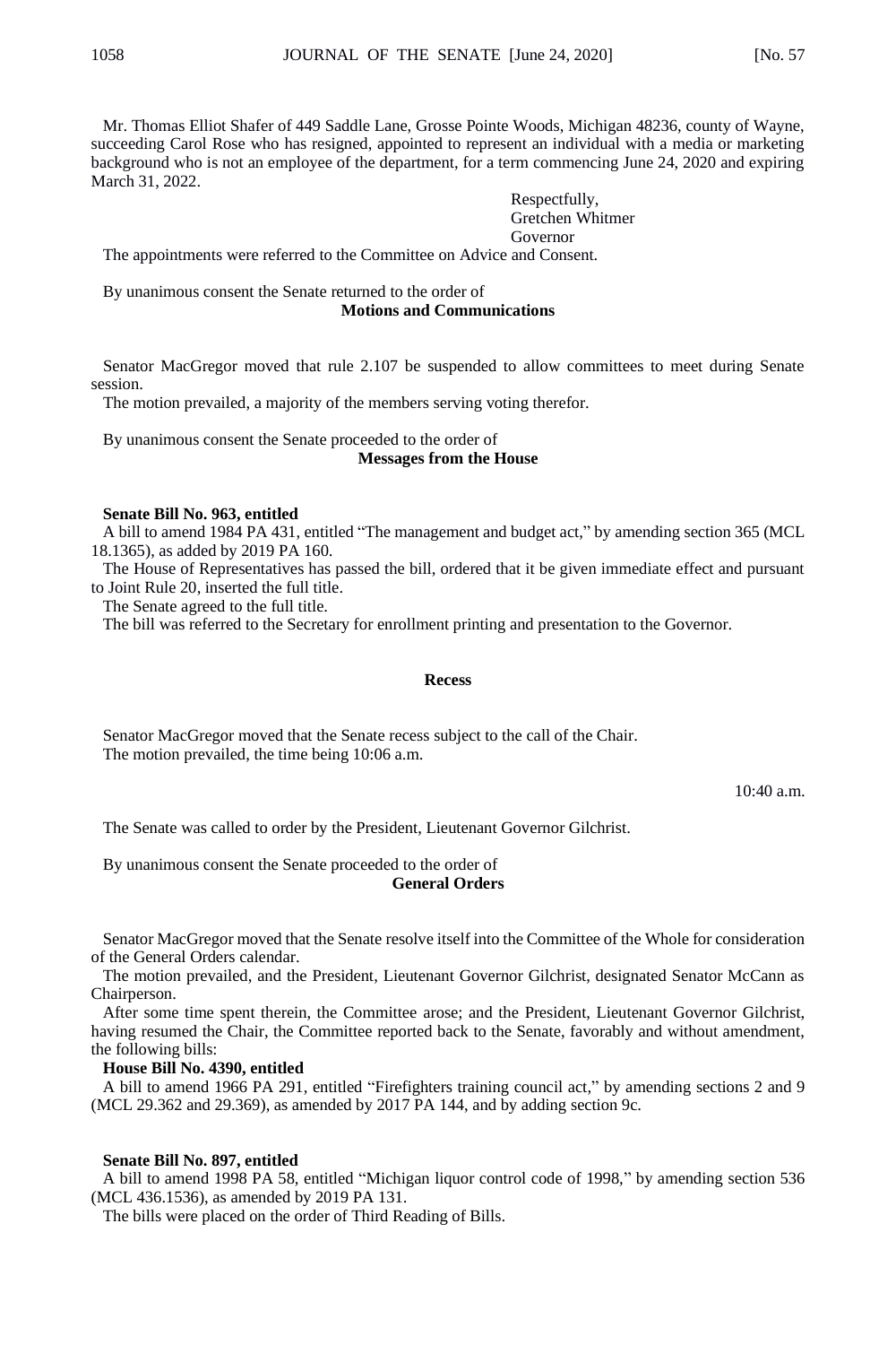Mr. Thomas Elliot Shafer of 449 Saddle Lane, Grosse Pointe Woods, Michigan 48236, county of Wayne, succeeding Carol Rose who has resigned, appointed to represent an individual with a media or marketing background who is not an employee of the department, for a term commencing June 24, 2020 and expiring March 31, 2022.

Respectfully,
Gretchen Whitmer
Governor

The appointments were referred to the Committee on Advice and Consent.

By unanimous consent the Senate returned to the order of

**Motions and Communications**

Senator MacGregor moved that rule 2.107 be suspended to allow committees to meet during Senate session.

The motion prevailed, a majority of the members serving voting therefor.

By unanimous consent the Senate proceeded to the order of

**Messages from the House**

**Senate Bill No. 963, entitled**

A bill to amend 1984 PA 431, entitled "The management and budget act," by amending section 365 (MCL 18.1365), as added by 2019 PA 160.

The House of Representatives has passed the bill, ordered that it be given immediate effect and pursuant to Joint Rule 20, inserted the full title.

The Senate agreed to the full title.

The bill was referred to the Secretary for enrollment printing and presentation to the Governor.

**Recess**

Senator MacGregor moved that the Senate recess subject to the call of the Chair.

The motion prevailed, the time being 10:06 a.m.

10:40 a.m.

The Senate was called to order by the President, Lieutenant Governor Gilchrist.

By unanimous consent the Senate proceeded to the order of

**General Orders**

Senator MacGregor moved that the Senate resolve itself into the Committee of the Whole for consideration of the General Orders calendar.

The motion prevailed, and the President, Lieutenant Governor Gilchrist, designated Senator McCann as Chairperson.

After some time spent therein, the Committee arose; and the President, Lieutenant Governor Gilchrist, having resumed the Chair, the Committee reported back to the Senate, favorably and without amendment, the following bills:

**House Bill No. 4390, entitled**

A bill to amend 1966 PA 291, entitled "Firefighters training council act," by amending sections 2 and 9 (MCL 29.362 and 29.369), as amended by 2017 PA 144, and by adding section 9c.

**Senate Bill No. 897, entitled**

A bill to amend 1998 PA 58, entitled "Michigan liquor control code of 1998," by amending section 536 (MCL 436.1536), as amended by 2019 PA 131.

The bills were placed on the order of Third Reading of Bills.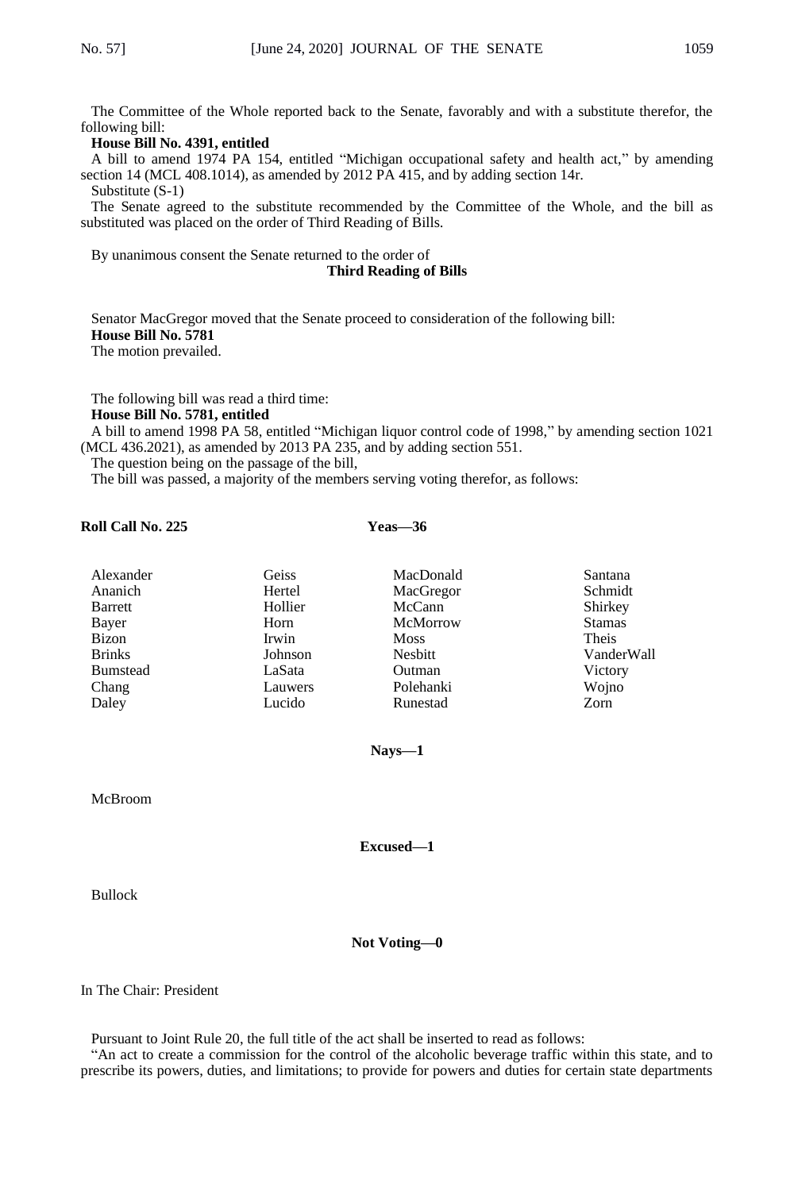The Committee of the Whole reported back to the Senate, favorably and with a substitute therefor, the following bill:

**House Bill No. 4391, entitled**

A bill to amend 1974 PA 154, entitled "Michigan occupational safety and health act," by amending section 14 (MCL 408.1014), as amended by 2012 PA 415, and by adding section 14r.

Substitute (S-1)

The Senate agreed to the substitute recommended by the Committee of the Whole, and the bill as substituted was placed on the order of Third Reading of Bills.

By unanimous consent the Senate returned to the order of

**Third Reading of Bills**

Senator MacGregor moved that the Senate proceed to consideration of the following bill:

**House Bill No. 5781**

The motion prevailed.

The following bill was read a third time:

**House Bill No. 5781, entitled**

A bill to amend 1998 PA 58, entitled "Michigan liquor control code of 1998," by amending section 1021 (MCL 436.2021), as amended by 2013 PA 235, and by adding section 551.

The question being on the passage of the bill,

The bill was passed, a majority of the members serving voting therefor, as follows:

**Roll Call No. 225** **Yeas—36**

| | | | |
|---|---|---|---|
| Alexander | Geiss | MacDonald | Santana |
| Ananich | Hertel | MacGregor | Schmidt |
| Barrett | Hollier | McCann | Shirkey |
| Bayer | Horn | McMorrow | Stamas |
| Bizon | Irwin | Moss | Theis |
| Brinks | Johnson | Nesbitt | VanderWall |
| Bumstead | LaSata | Outman | Victory |
| Chang | Lauwers | Polehanki | Wojno |
| Daley | Lucido | Runestad | Zorn |

**Nays—1**

McBroom

**Excused—1**

Bullock

**Not Voting—0**

In The Chair: President

Pursuant to Joint Rule 20, the full title of the act shall be inserted to read as follows:

"An act to create a commission for the control of the alcoholic beverage traffic within this state, and to prescribe its powers, duties, and limitations; to provide for powers and duties for certain state departments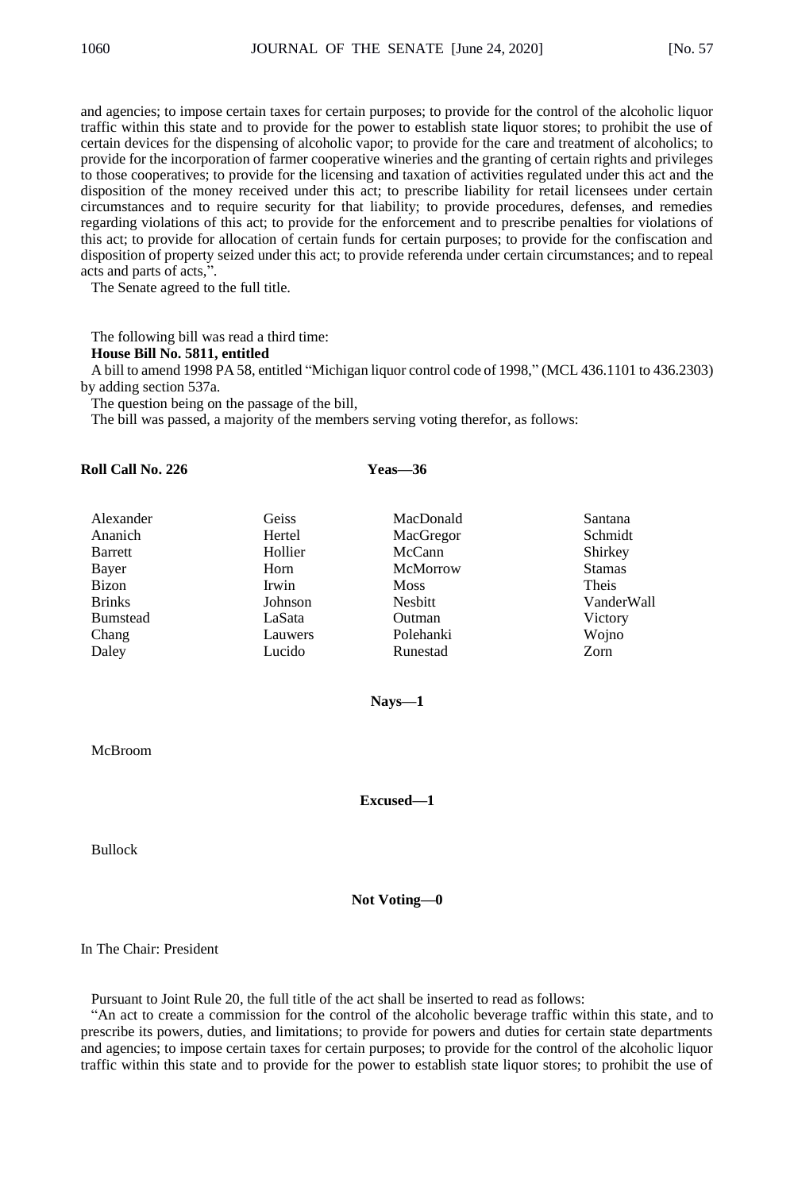and agencies; to impose certain taxes for certain purposes; to provide for the control of the alcoholic liquor traffic within this state and to provide for the power to establish state liquor stores; to prohibit the use of certain devices for the dispensing of alcoholic vapor; to provide for the care and treatment of alcoholics; to provide for the incorporation of farmer cooperative wineries and the granting of certain rights and privileges to those cooperatives; to provide for the licensing and taxation of activities regulated under this act and the disposition of the money received under this act; to prescribe liability for retail licensees under certain circumstances and to require security for that liability; to provide procedures, defenses, and remedies regarding violations of this act; to provide for the enforcement and to prescribe penalties for violations of this act; to provide for allocation of certain funds for certain purposes; to provide for the confiscation and disposition of property seized under this act; to provide referenda under certain circumstances; and to repeal acts and parts of acts,".

The Senate agreed to the full title.

The following bill was read a third time:

**House Bill No. 5811, entitled**

A bill to amend 1998 PA 58, entitled "Michigan liquor control code of 1998," (MCL 436.1101 to 436.2303) by adding section 537a.

The question being on the passage of the bill,

The bill was passed, a majority of the members serving voting therefor, as follows:

**Roll Call No. 226** **Yeas—36**

| | | | |
|---|---|---|---|
| Alexander | Geiss | MacDonald | Santana |
| Ananich | Hertel | MacGregor | Schmidt |
| Barrett | Hollier | McCann | Shirkey |
| Bayer | Horn | McMorrow | Stamas |
| Bizon | Irwin | Moss | Theis |
| Brinks | Johnson | Nesbitt | VanderWall |
| Bumstead | LaSata | Outman | Victory |
| Chang | Lauwers | Polehanki | Wojno |
| Daley | Lucido | Runestad | Zorn |

**Nays—1**

McBroom

**Excused—1**

Bullock

**Not Voting—0**

In The Chair: President

Pursuant to Joint Rule 20, the full title of the act shall be inserted to read as follows:

"An act to create a commission for the control of the alcoholic beverage traffic within this state, and to prescribe its powers, duties, and limitations; to provide for powers and duties for certain state departments and agencies; to impose certain taxes for certain purposes; to provide for the control of the alcoholic liquor traffic within this state and to provide for the power to establish state liquor stores; to prohibit the use of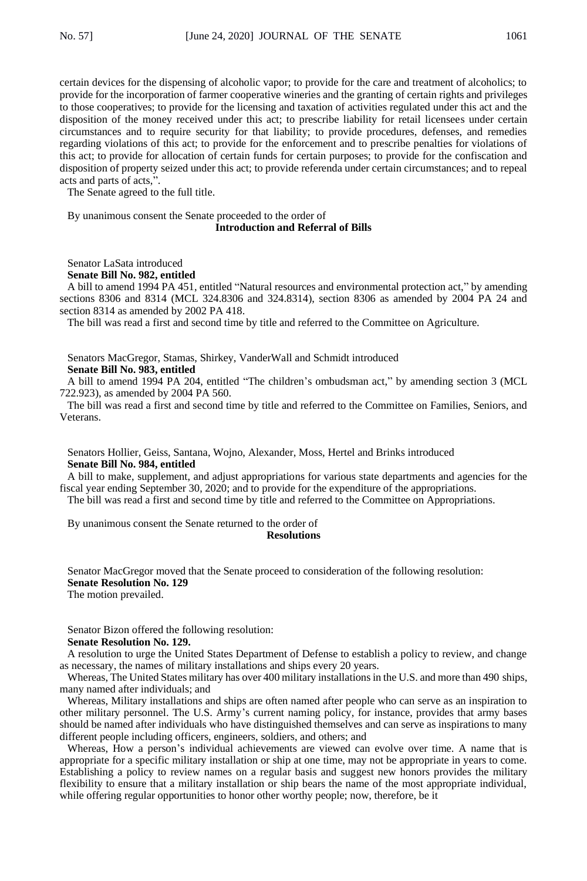certain devices for the dispensing of alcoholic vapor; to provide for the care and treatment of alcoholics; to provide for the incorporation of farmer cooperative wineries and the granting of certain rights and privileges to those cooperatives; to provide for the licensing and taxation of activities regulated under this act and the disposition of the money received under this act; to prescribe liability for retail licensees under certain circumstances and to require security for that liability; to provide procedures, defenses, and remedies regarding violations of this act; to provide for the enforcement and to prescribe penalties for violations of this act; to provide for allocation of certain funds for certain purposes; to provide for the confiscation and disposition of property seized under this act; to provide referenda under certain circumstances; and to repeal acts and parts of acts,".

The Senate agreed to the full title.

By unanimous consent the Senate proceeded to the order of

**Introduction and Referral of Bills**

Senator LaSata introduced

**Senate Bill No. 982, entitled**

A bill to amend 1994 PA 451, entitled "Natural resources and environmental protection act," by amending sections 8306 and 8314 (MCL 324.8306 and 324.8314), section 8306 as amended by 2004 PA 24 and section 8314 as amended by 2002 PA 418.

The bill was read a first and second time by title and referred to the Committee on Agriculture.

Senators MacGregor, Stamas, Shirkey, VanderWall and Schmidt introduced

**Senate Bill No. 983, entitled**

A bill to amend 1994 PA 204, entitled "The children's ombudsman act," by amending section 3 (MCL 722.923), as amended by 2004 PA 560.

The bill was read a first and second time by title and referred to the Committee on Families, Seniors, and Veterans.

Senators Hollier, Geiss, Santana, Wojno, Alexander, Moss, Hertel and Brinks introduced

**Senate Bill No. 984, entitled**

A bill to make, supplement, and adjust appropriations for various state departments and agencies for the fiscal year ending September 30, 2020; and to provide for the expenditure of the appropriations.

The bill was read a first and second time by title and referred to the Committee on Appropriations.

By unanimous consent the Senate returned to the order of

**Resolutions**

Senator MacGregor moved that the Senate proceed to consideration of the following resolution:

**Senate Resolution No. 129**

The motion prevailed.

Senator Bizon offered the following resolution:

**Senate Resolution No. 129.**

A resolution to urge the United States Department of Defense to establish a policy to review, and change as necessary, the names of military installations and ships every 20 years.

Whereas, The United States military has over 400 military installations in the U.S. and more than 490 ships, many named after individuals; and

Whereas, Military installations and ships are often named after people who can serve as an inspiration to other military personnel. The U.S. Army's current naming policy, for instance, provides that army bases should be named after individuals who have distinguished themselves and can serve as inspirations to many different people including officers, engineers, soldiers, and others; and

Whereas, How a person's individual achievements are viewed can evolve over time. A name that is appropriate for a specific military installation or ship at one time, may not be appropriate in years to come. Establishing a policy to review names on a regular basis and suggest new honors provides the military flexibility to ensure that a military installation or ship bears the name of the most appropriate individual, while offering regular opportunities to honor other worthy people; now, therefore, be it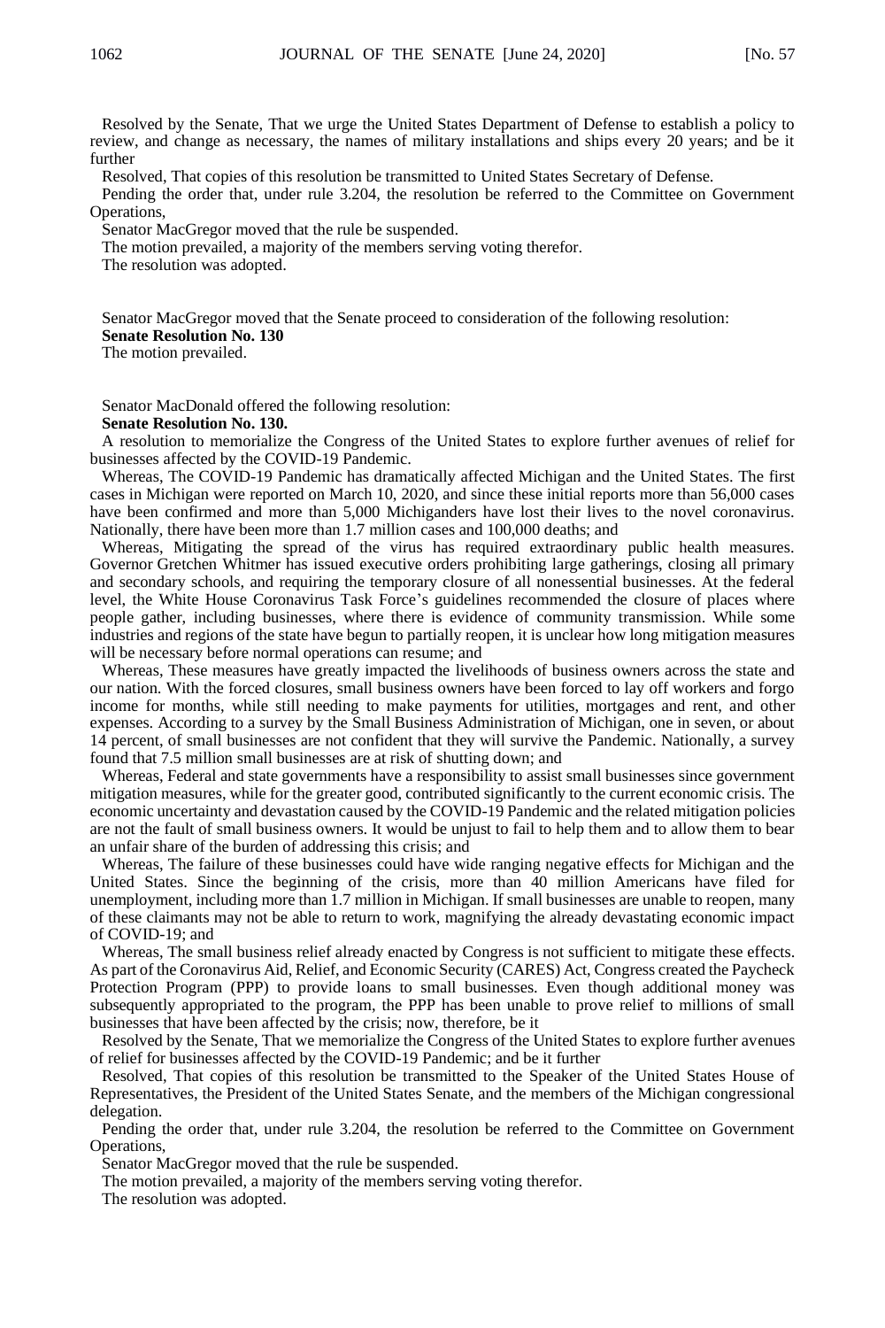Resolved by the Senate, That we urge the United States Department of Defense to establish a policy to review, and change as necessary, the names of military installations and ships every 20 years; and be it further

Resolved, That copies of this resolution be transmitted to United States Secretary of Defense.

Pending the order that, under rule 3.204, the resolution be referred to the Committee on Government Operations,

Senator MacGregor moved that the rule be suspended.

The motion prevailed, a majority of the members serving voting therefor.

The resolution was adopted.

Senator MacGregor moved that the Senate proceed to consideration of the following resolution:

**Senate Resolution No. 130**

The motion prevailed.

Senator MacDonald offered the following resolution:

**Senate Resolution No. 130.**

A resolution to memorialize the Congress of the United States to explore further avenues of relief for businesses affected by the COVID-19 Pandemic.

Whereas, The COVID-19 Pandemic has dramatically affected Michigan and the United States. The first cases in Michigan were reported on March 10, 2020, and since these initial reports more than 56,000 cases have been confirmed and more than 5,000 Michiganders have lost their lives to the novel coronavirus. Nationally, there have been more than 1.7 million cases and 100,000 deaths; and

Whereas, Mitigating the spread of the virus has required extraordinary public health measures. Governor Gretchen Whitmer has issued executive orders prohibiting large gatherings, closing all primary and secondary schools, and requiring the temporary closure of all nonessential businesses. At the federal level, the White House Coronavirus Task Force's guidelines recommended the closure of places where people gather, including businesses, where there is evidence of community transmission. While some industries and regions of the state have begun to partially reopen, it is unclear how long mitigation measures will be necessary before normal operations can resume; and

Whereas, These measures have greatly impacted the livelihoods of business owners across the state and our nation. With the forced closures, small business owners have been forced to lay off workers and forgo income for months, while still needing to make payments for utilities, mortgages and rent, and other expenses. According to a survey by the Small Business Administration of Michigan, one in seven, or about 14 percent, of small businesses are not confident that they will survive the Pandemic. Nationally, a survey found that 7.5 million small businesses are at risk of shutting down; and

Whereas, Federal and state governments have a responsibility to assist small businesses since government mitigation measures, while for the greater good, contributed significantly to the current economic crisis. The economic uncertainty and devastation caused by the COVID-19 Pandemic and the related mitigation policies are not the fault of small business owners. It would be unjust to fail to help them and to allow them to bear an unfair share of the burden of addressing this crisis; and

Whereas, The failure of these businesses could have wide ranging negative effects for Michigan and the United States. Since the beginning of the crisis, more than 40 million Americans have filed for unemployment, including more than 1.7 million in Michigan. If small businesses are unable to reopen, many of these claimants may not be able to return to work, magnifying the already devastating economic impact of COVID-19; and

Whereas, The small business relief already enacted by Congress is not sufficient to mitigate these effects. As part of the Coronavirus Aid, Relief, and Economic Security (CARES) Act, Congress created the Paycheck Protection Program (PPP) to provide loans to small businesses. Even though additional money was subsequently appropriated to the program, the PPP has been unable to prove relief to millions of small businesses that have been affected by the crisis; now, therefore, be it

Resolved by the Senate, That we memorialize the Congress of the United States to explore further avenues of relief for businesses affected by the COVID-19 Pandemic; and be it further

Resolved, That copies of this resolution be transmitted to the Speaker of the United States House of Representatives, the President of the United States Senate, and the members of the Michigan congressional delegation.

Pending the order that, under rule 3.204, the resolution be referred to the Committee on Government Operations,

Senator MacGregor moved that the rule be suspended.

The motion prevailed, a majority of the members serving voting therefor.

The resolution was adopted.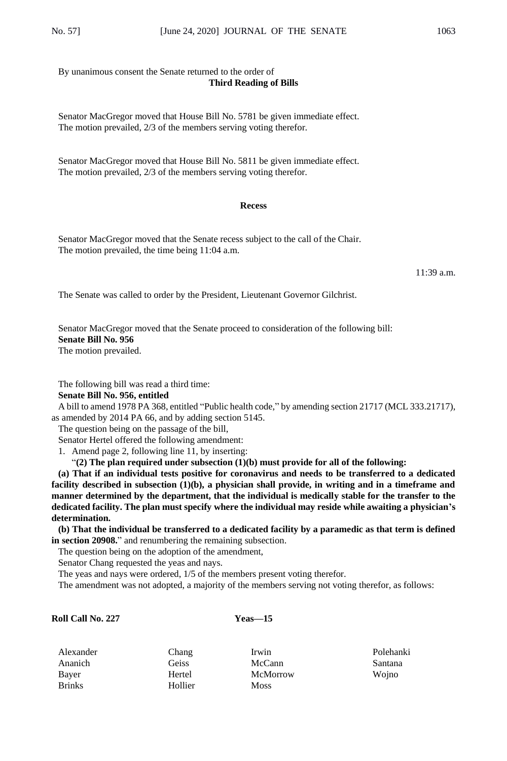By unanimous consent the Senate returned to the order of

**Third Reading of Bills**

Senator MacGregor moved that House Bill No. 5781 be given immediate effect.
The motion prevailed, 2/3 of the members serving voting therefor.

Senator MacGregor moved that House Bill No. 5811 be given immediate effect.
The motion prevailed, 2/3 of the members serving voting therefor.

**Recess**

Senator MacGregor moved that the Senate recess subject to the call of the Chair.
The motion prevailed, the time being 11:04 a.m.

11:39 a.m.

The Senate was called to order by the President, Lieutenant Governor Gilchrist.

Senator MacGregor moved that the Senate proceed to consideration of the following bill:
**Senate Bill No. 956**
The motion prevailed.

The following bill was read a third time:
**Senate Bill No. 956, entitled**
A bill to amend 1978 PA 368, entitled "Public health code," by amending section 21717 (MCL 333.21717), as amended by 2014 PA 66, and by adding section 5145.
The question being on the passage of the bill,
Senator Hertel offered the following amendment:
1. Amend page 2, following line 11, by inserting:
"**(2) The plan required under subsection (1)(b) must provide for all of the following:**
**(a) That if an individual tests positive for coronavirus and needs to be transferred to a dedicated facility described in subsection (1)(b), a physician shall provide, in writing and in a timeframe and manner determined by the department, that the individual is medically stable for the transfer to the dedicated facility. The plan must specify where the individual may reside while awaiting a physician's determination.**
**(b) That the individual be transferred to a dedicated facility by a paramedic as that term is defined in section 20908.**" and renumbering the remaining subsection.
The question being on the adoption of the amendment,
Senator Chang requested the yeas and nays.
The yeas and nays were ordered, 1/5 of the members present voting therefor.
The amendment was not adopted, a majority of the members serving not voting therefor, as follows:

**Roll Call No. 227** **Yeas—15**

| | | | |
|---|---|---|---|
| Alexander | Chang | Irwin | Polehanki |
| Ananich | Geiss | McCann | Santana |
| Bayer | Hertel | McMorrow | Wojno |
| Brinks | Hollier | Moss | |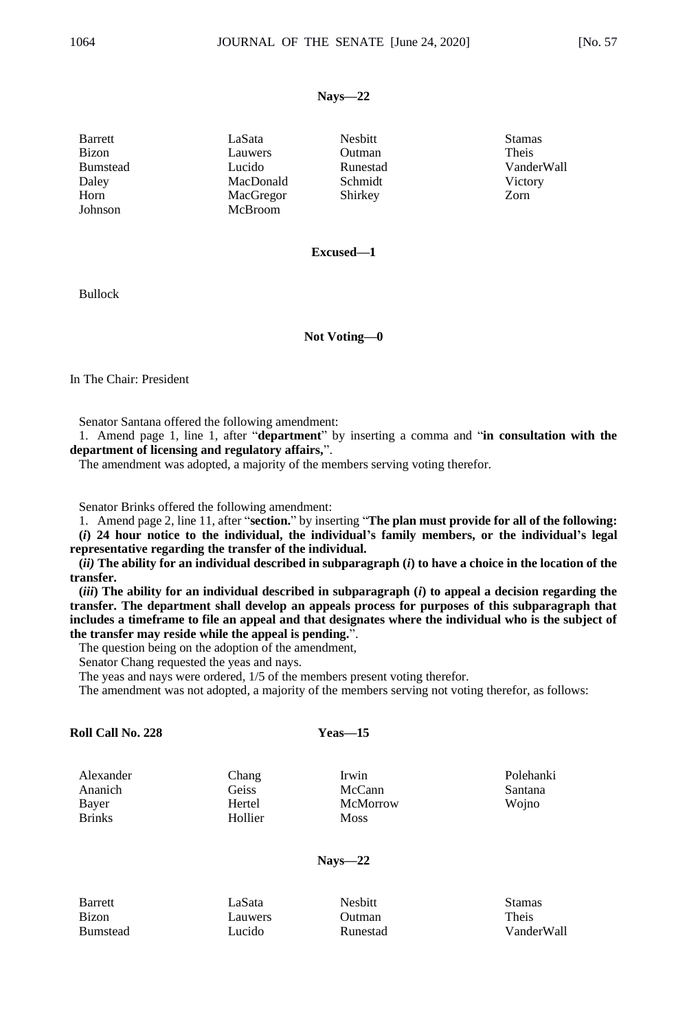**Nays—22**

| | | | |
|---|---|---|---|
| Barrett | LaSata | Nesbitt | Stamas |
| Bizon | Lauwers | Outman | Theis |
| Bumstead | Lucido | Runestad | VanderWall |
| Daley | MacDonald | Schmidt | Victory |
| Horn | MacGregor | Shirkey | Zorn |
| Johnson | McBroom | | |

**Excused—1**

Bullock

**Not Voting—0**

In The Chair: President

Senator Santana offered the following amendment:

1. Amend page 1, line 1, after "**department**" by inserting a comma and "**in consultation with the department of licensing and regulatory affairs,**".

The amendment was adopted, a majority of the members serving voting therefor.

Senator Brinks offered the following amendment:

1. Amend page 2, line 11, after "**section.**" by inserting "**The plan must provide for all of the following:**

**(*i*) 24 hour notice to the individual, the individual's family members, or the individual's legal representative regarding the transfer of the individual.**

**(*ii*) The ability for an individual described in subparagraph (*i*) to have a choice in the location of the transfer.**

**(*iii*) The ability for an individual described in subparagraph (*i*) to appeal a decision regarding the transfer. The department shall develop an appeals process for purposes of this subparagraph that includes a timeframe to file an appeal and that designates where the individual who is the subject of the transfer may reside while the appeal is pending.**".

The question being on the adoption of the amendment,

Senator Chang requested the yeas and nays.

The yeas and nays were ordered, 1/5 of the members present voting therefor.

The amendment was not adopted, a majority of the members serving not voting therefor, as follows:

**Roll Call No. 228** **Yeas—15**

| | | | |
|---|---|---|---|
| Alexander | Chang | Irwin | Polehanki |
| Ananich | Geiss | McCann | Santana |
| Bayer | Hertel | McMorrow | Wojno |
| Brinks | Hollier | Moss | |

**Nays—22**

| | | | |
|---|---|---|---|
| Barrett | LaSata | Nesbitt | Stamas |
| Bizon | Lauwers | Outman | Theis |
| Bumstead | Lucido | Runestad | VanderWall |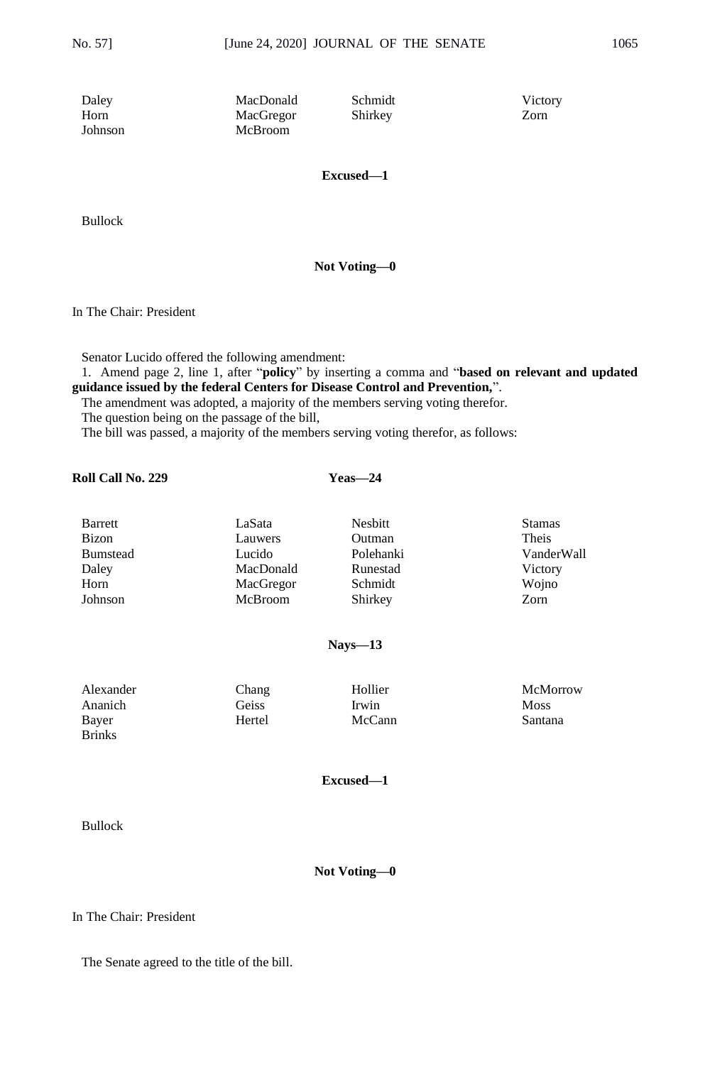| | | | |
|---|---|---|---|
| Daley | MacDonald | Schmidt | Victory |
| Horn | MacGregor | Shirkey | Zorn |
| Johnson | McBroom | | |

**Excused—1**

Bullock

**Not Voting—0**

In The Chair: President

Senator Lucido offered the following amendment:

1. Amend page 2, line 1, after "**policy**" by inserting a comma and "**based on relevant and updated guidance issued by the federal Centers for Disease Control and Prevention,**".

The amendment was adopted, a majority of the members serving voting therefor.

The question being on the passage of the bill,

The bill was passed, a majority of the members serving voting therefor, as follows:

**Roll Call No. 229** **Yeas—24**

| | | | |
|---|---|---|---|
| Barrett | LaSata | Nesbitt | Stamas |
| Bizon | Lauwers | Outman | Theis |
| Bumstead | Lucido | Polehanki | VanderWall |
| Daley | MacDonald | Runestad | Victory |
| Horn | MacGregor | Schmidt | Wojno |
| Johnson | McBroom | Shirkey | Zorn |

**Nays—13**

| | | | |
|---|---|---|---|
| Alexander | Chang | Hollier | McMorrow |
| Ananich | Geiss | Irwin | Moss |
| Bayer | Hertel | McCann | Santana |
| Brinks | | | |

**Excused—1**

Bullock

**Not Voting—0**

In The Chair: President

The Senate agreed to the title of the bill.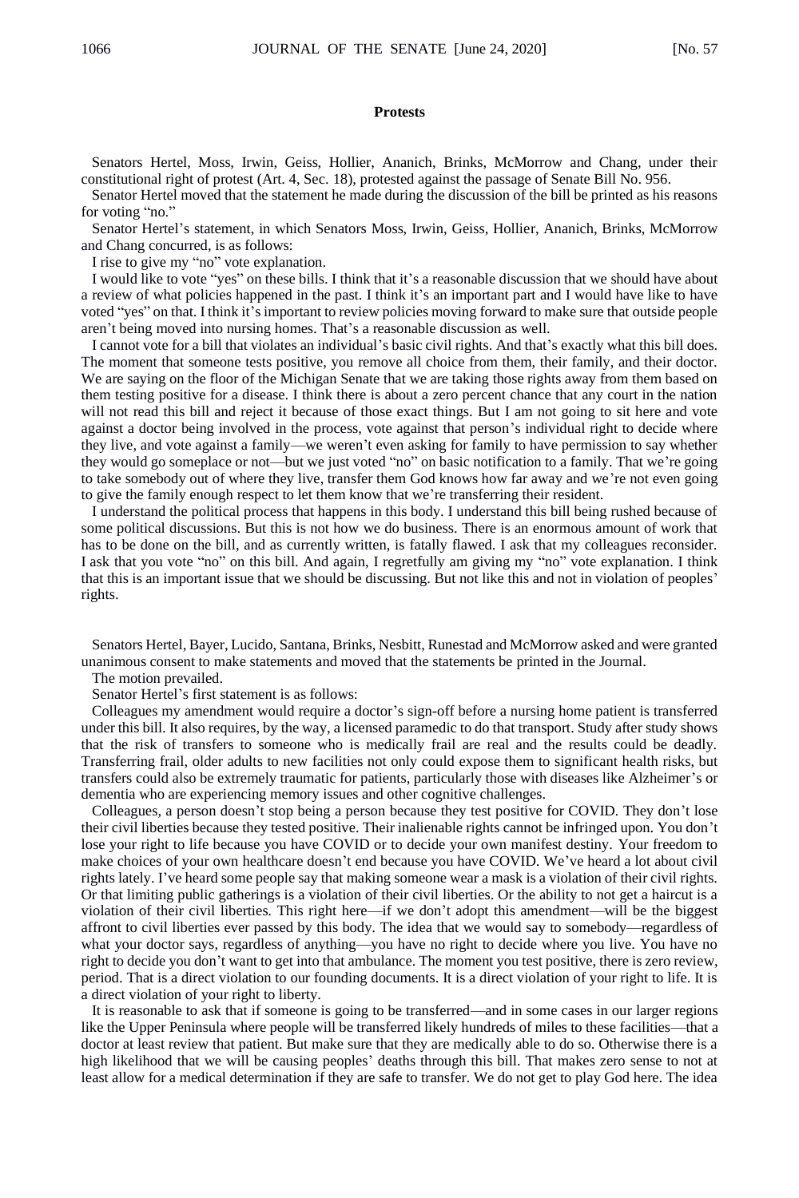## Protests

Senators Hertel, Moss, Irwin, Geiss, Hollier, Ananich, Brinks, McMorrow and Chang, under their constitutional right of protest (Art. 4, Sec. 18), protested against the passage of Senate Bill No. 956.

Senator Hertel moved that the statement he made during the discussion of the bill be printed as his reasons for voting "no."

Senator Hertel's statement, in which Senators Moss, Irwin, Geiss, Hollier, Ananich, Brinks, McMorrow and Chang concurred, is as follows:

I rise to give my "no" vote explanation.

I would like to vote "yes" on these bills. I think that it's a reasonable discussion that we should have about a review of what policies happened in the past. I think it's an important part and I would have like to have voted "yes" on that. I think it's important to review policies moving forward to make sure that outside people aren't being moved into nursing homes. That's a reasonable discussion as well.

I cannot vote for a bill that violates an individual's basic civil rights. And that's exactly what this bill does. The moment that someone tests positive, you remove all choice from them, their family, and their doctor. We are saying on the floor of the Michigan Senate that we are taking those rights away from them based on them testing positive for a disease. I think there is about a zero percent chance that any court in the nation will not read this bill and reject it because of those exact things. But I am not going to sit here and vote against a doctor being involved in the process, vote against that person's individual right to decide where they live, and vote against a family—we weren't even asking for family to have permission to say whether they would go someplace or not—but we just voted "no" on basic notification to a family. That we're going to take somebody out of where they live, transfer them God knows how far away and we're not even going to give the family enough respect to let them know that we're transferring their resident.

I understand the political process that happens in this body. I understand this bill being rushed because of some political discussions. But this is not how we do business. There is an enormous amount of work that has to be done on the bill, and as currently written, is fatally flawed. I ask that my colleagues reconsider. I ask that you vote "no" on this bill. And again, I regretfully am giving my "no" vote explanation. I think that this is an important issue that we should be discussing. But not like this and not in violation of peoples' rights.

Senators Hertel, Bayer, Lucido, Santana, Brinks, Nesbitt, Runestad and McMorrow asked and were granted unanimous consent to make statements and moved that the statements be printed in the Journal.

The motion prevailed.

Senator Hertel's first statement is as follows:

Colleagues my amendment would require a doctor's sign-off before a nursing home patient is transferred under this bill. It also requires, by the way, a licensed paramedic to do that transport. Study after study shows that the risk of transfers to someone who is medically frail are real and the results could be deadly. Transferring frail, older adults to new facilities not only could expose them to significant health risks, but transfers could also be extremely traumatic for patients, particularly those with diseases like Alzheimer's or dementia who are experiencing memory issues and other cognitive challenges.

Colleagues, a person doesn't stop being a person because they test positive for COVID. They don't lose their civil liberties because they tested positive. Their inalienable rights cannot be infringed upon. You don't lose your right to life because you have COVID or to decide your own manifest destiny. Your freedom to make choices of your own healthcare doesn't end because you have COVID. We've heard a lot about civil rights lately. I've heard some people say that making someone wear a mask is a violation of their civil rights. Or that limiting public gatherings is a violation of their civil liberties. Or the ability to not get a haircut is a violation of their civil liberties. This right here—if we don't adopt this amendment—will be the biggest affront to civil liberties ever passed by this body. The idea that we would say to somebody—regardless of what your doctor says, regardless of anything—you have no right to decide where you live. You have no right to decide you don't want to get into that ambulance. The moment you test positive, there is zero review, period. That is a direct violation to our founding documents. It is a direct violation of your right to life. It is a direct violation of your right to liberty.

It is reasonable to ask that if someone is going to be transferred—and in some cases in our larger regions like the Upper Peninsula where people will be transferred likely hundreds of miles to these facilities—that a doctor at least review that patient. But make sure that they are medically able to do so. Otherwise there is a high likelihood that we will be causing peoples' deaths through this bill. That makes zero sense to not at least allow for a medical determination if they are safe to transfer. We do not get to play God here. The idea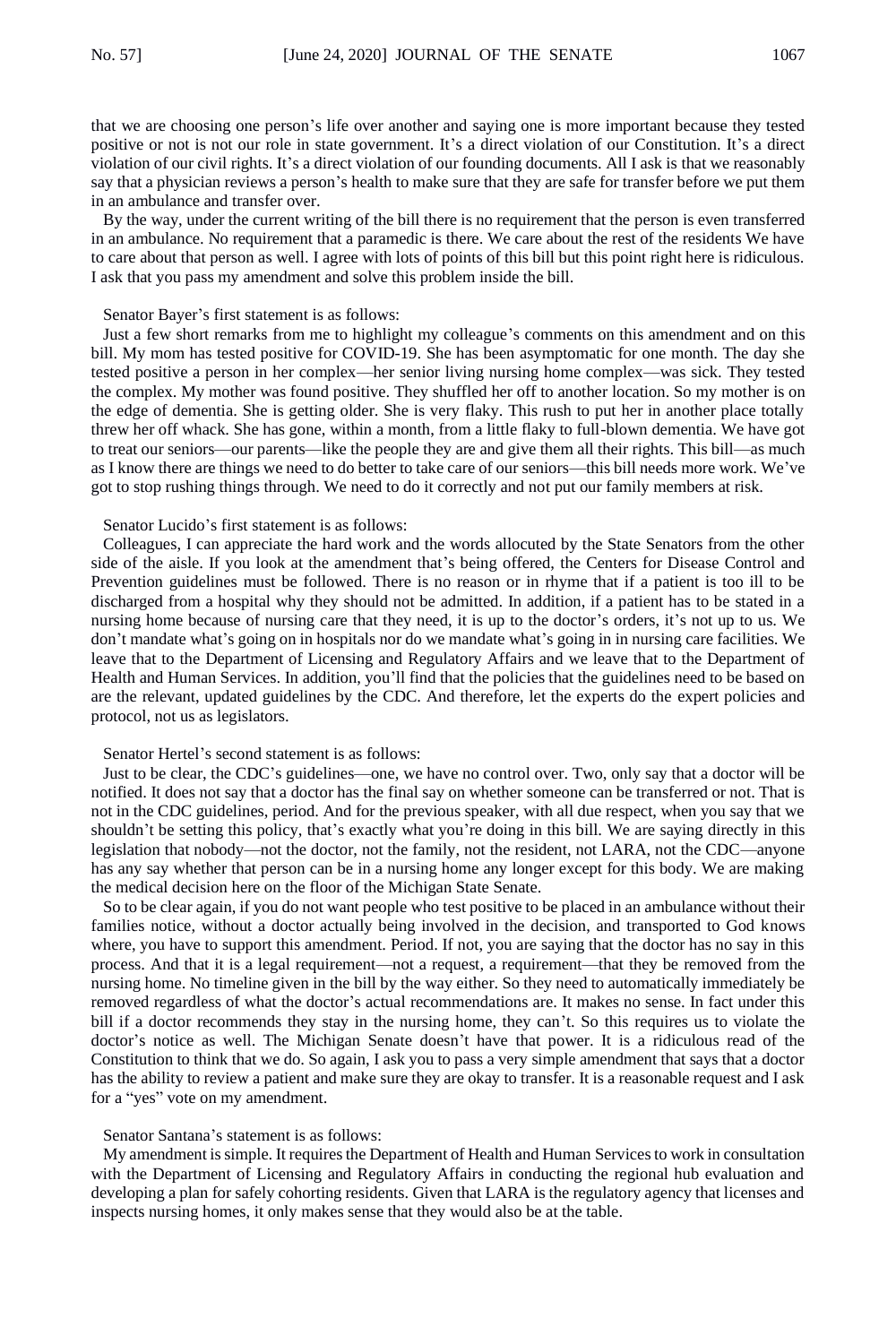that we are choosing one person's life over another and saying one is more important because they tested positive or not is not our role in state government. It's a direct violation of our Constitution. It's a direct violation of our civil rights. It's a direct violation of our founding documents. All I ask is that we reasonably say that a physician reviews a person's health to make sure that they are safe for transfer before we put them in an ambulance and transfer over.

By the way, under the current writing of the bill there is no requirement that the person is even transferred in an ambulance. No requirement that a paramedic is there. We care about the rest of the residents We have to care about that person as well. I agree with lots of points of this bill but this point right here is ridiculous. I ask that you pass my amendment and solve this problem inside the bill.

Senator Bayer's first statement is as follows:

Just a few short remarks from me to highlight my colleague's comments on this amendment and on this bill. My mom has tested positive for COVID-19. She has been asymptomatic for one month. The day she tested positive a person in her complex—her senior living nursing home complex—was sick. They tested the complex. My mother was found positive. They shuffled her off to another location. So my mother is on the edge of dementia. She is getting older. She is very flaky. This rush to put her in another place totally threw her off whack. She has gone, within a month, from a little flaky to full-blown dementia. We have got to treat our seniors—our parents—like the people they are and give them all their rights. This bill—as much as I know there are things we need to do better to take care of our seniors—this bill needs more work. We've got to stop rushing things through. We need to do it correctly and not put our family members at risk.

Senator Lucido's first statement is as follows:

Colleagues, I can appreciate the hard work and the words allocuted by the State Senators from the other side of the aisle. If you look at the amendment that's being offered, the Centers for Disease Control and Prevention guidelines must be followed. There is no reason or in rhyme that if a patient is too ill to be discharged from a hospital why they should not be admitted. In addition, if a patient has to be stated in a nursing home because of nursing care that they need, it is up to the doctor's orders, it's not up to us. We don't mandate what's going on in hospitals nor do we mandate what's going in in nursing care facilities. We leave that to the Department of Licensing and Regulatory Affairs and we leave that to the Department of Health and Human Services. In addition, you'll find that the policies that the guidelines need to be based on are the relevant, updated guidelines by the CDC. And therefore, let the experts do the expert policies and protocol, not us as legislators.

Senator Hertel's second statement is as follows:

Just to be clear, the CDC's guidelines—one, we have no control over. Two, only say that a doctor will be notified. It does not say that a doctor has the final say on whether someone can be transferred or not. That is not in the CDC guidelines, period. And for the previous speaker, with all due respect, when you say that we shouldn't be setting this policy, that's exactly what you're doing in this bill. We are saying directly in this legislation that nobody—not the doctor, not the family, not the resident, not LARA, not the CDC—anyone has any say whether that person can be in a nursing home any longer except for this body. We are making the medical decision here on the floor of the Michigan State Senate.

So to be clear again, if you do not want people who test positive to be placed in an ambulance without their families notice, without a doctor actually being involved in the decision, and transported to God knows where, you have to support this amendment. Period. If not, you are saying that the doctor has no say in this process. And that it is a legal requirement—not a request, a requirement—that they be removed from the nursing home. No timeline given in the bill by the way either. So they need to automatically immediately be removed regardless of what the doctor's actual recommendations are. It makes no sense. In fact under this bill if a doctor recommends they stay in the nursing home, they can't. So this requires us to violate the doctor's notice as well. The Michigan Senate doesn't have that power. It is a ridiculous read of the Constitution to think that we do. So again, I ask you to pass a very simple amendment that says that a doctor has the ability to review a patient and make sure they are okay to transfer. It is a reasonable request and I ask for a "yes" vote on my amendment.

Senator Santana's statement is as follows:

My amendment is simple. It requires the Department of Health and Human Services to work in consultation with the Department of Licensing and Regulatory Affairs in conducting the regional hub evaluation and developing a plan for safely cohorting residents. Given that LARA is the regulatory agency that licenses and inspects nursing homes, it only makes sense that they would also be at the table.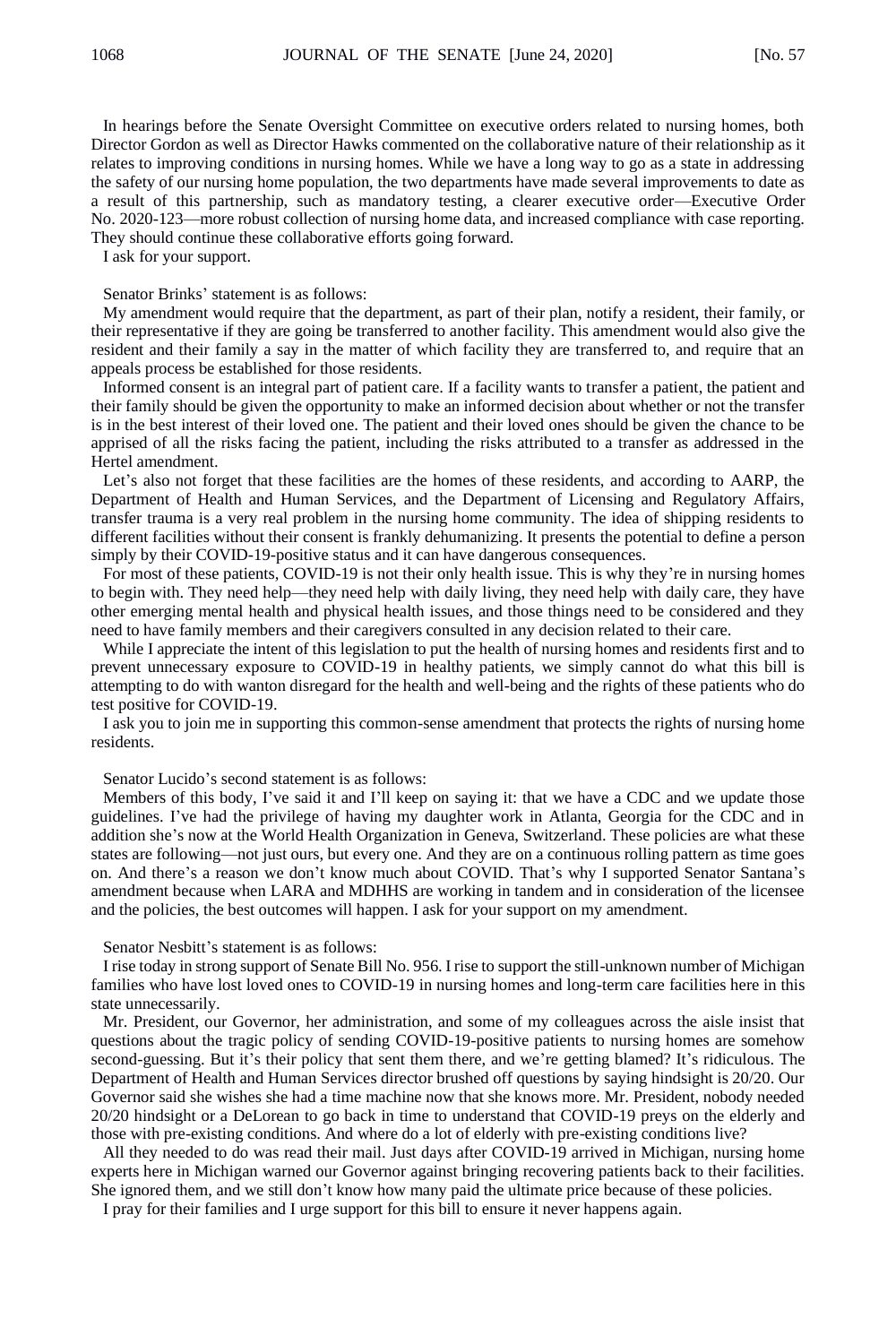In hearings before the Senate Oversight Committee on executive orders related to nursing homes, both Director Gordon as well as Director Hawks commented on the collaborative nature of their relationship as it relates to improving conditions in nursing homes. While we have a long way to go as a state in addressing the safety of our nursing home population, the two departments have made several improvements to date as a result of this partnership, such as mandatory testing, a clearer executive order—Executive Order No. 2020-123—more robust collection of nursing home data, and increased compliance with case reporting. They should continue these collaborative efforts going forward.

I ask for your support.

Senator Brinks' statement is as follows:

My amendment would require that the department, as part of their plan, notify a resident, their family, or their representative if they are going to be transferred to another facility. This amendment would also give the resident and their family a say in the matter of which facility they are transferred to, and require that an appeals process be established for those residents.

Informed consent is an integral part of patient care. If a facility wants to transfer a patient, the patient and their family should be given the opportunity to make an informed decision about whether or not the transfer is in the best interest of their loved one. The patient and their loved ones should be given the chance to be apprised of all the risks facing the patient, including the risks attributed to a transfer as addressed in the Hertel amendment.

Let's also not forget that these facilities are the homes of these residents, and according to AARP, the Department of Health and Human Services, and the Department of Licensing and Regulatory Affairs, transfer trauma is a very real problem in the nursing home community. The idea of shipping residents to different facilities without their consent is frankly dehumanizing. It presents the potential to define a person simply by their COVID-19-positive status and it can have dangerous consequences.

For most of these patients, COVID-19 is not their only health issue. This is why they're in nursing homes to begin with. They need help—they need help with daily living, they need help with daily care, they have other emerging mental health and physical health issues, and those things need to be considered and they need to have family members and their caregivers consulted in any decision related to their care.

While I appreciate the intent of this legislation to put the health of nursing homes and residents first and to prevent unnecessary exposure to COVID-19 in healthy patients, we simply cannot do what this bill is attempting to do with wanton disregard for the health and well-being and the rights of these patients who do test positive for COVID-19.

I ask you to join me in supporting this common-sense amendment that protects the rights of nursing home residents.

Senator Lucido's second statement is as follows:

Members of this body, I've said it and I'll keep on saying it: that we have a CDC and we update those guidelines. I've had the privilege of having my daughter work in Atlanta, Georgia for the CDC and in addition she's now at the World Health Organization in Geneva, Switzerland. These policies are what these states are following—not just ours, but every one. And they are on a continuous rolling pattern as time goes on. And there's a reason we don't know much about COVID. That's why I supported Senator Santana's amendment because when LARA and MDHHS are working in tandem and in consideration of the licensee and the policies, the best outcomes will happen. I ask for your support on my amendment.

Senator Nesbitt's statement is as follows:

I rise today in strong support of Senate Bill No. 956. I rise to support the still-unknown number of Michigan families who have lost loved ones to COVID-19 in nursing homes and long-term care facilities here in this state unnecessarily.

Mr. President, our Governor, her administration, and some of my colleagues across the aisle insist that questions about the tragic policy of sending COVID-19-positive patients to nursing homes are somehow second-guessing. But it's their policy that sent them there, and we're getting blamed? It's ridiculous. The Department of Health and Human Services director brushed off questions by saying hindsight is 20/20. Our Governor said she wishes she had a time machine now that she knows more. Mr. President, nobody needed 20/20 hindsight or a DeLorean to go back in time to understand that COVID-19 preys on the elderly and those with pre-existing conditions. And where do a lot of elderly with pre-existing conditions live?

All they needed to do was read their mail. Just days after COVID-19 arrived in Michigan, nursing home experts here in Michigan warned our Governor against bringing recovering patients back to their facilities. She ignored them, and we still don't know how many paid the ultimate price because of these policies.

I pray for their families and I urge support for this bill to ensure it never happens again.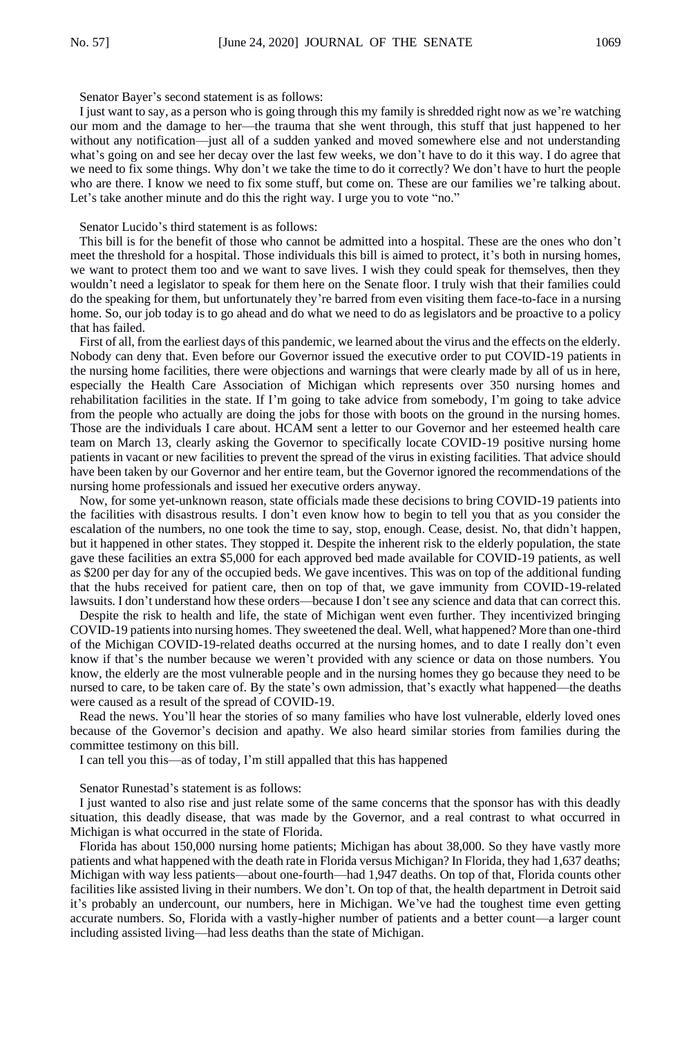Senator Bayer's second statement is as follows:

I just want to say, as a person who is going through this my family is shredded right now as we're watching our mom and the damage to her—the trauma that she went through, this stuff that just happened to her without any notification—just all of a sudden yanked and moved somewhere else and not understanding what's going on and see her decay over the last few weeks, we don't have to do it this way. I do agree that we need to fix some things. Why don't we take the time to do it correctly? We don't have to hurt the people who are there. I know we need to fix some stuff, but come on. These are our families we're talking about. Let's take another minute and do this the right way. I urge you to vote "no."

Senator Lucido's third statement is as follows:

This bill is for the benefit of those who cannot be admitted into a hospital. These are the ones who don't meet the threshold for a hospital. Those individuals this bill is aimed to protect, it's both in nursing homes, we want to protect them too and we want to save lives. I wish they could speak for themselves, then they wouldn't need a legislator to speak for them here on the Senate floor. I truly wish that their families could do the speaking for them, but unfortunately they're barred from even visiting them face-to-face in a nursing home. So, our job today is to go ahead and do what we need to do as legislators and be proactive to a policy that has failed.

First of all, from the earliest days of this pandemic, we learned about the virus and the effects on the elderly. Nobody can deny that. Even before our Governor issued the executive order to put COVID-19 patients in the nursing home facilities, there were objections and warnings that were clearly made by all of us in here, especially the Health Care Association of Michigan which represents over 350 nursing homes and rehabilitation facilities in the state. If I'm going to take advice from somebody, I'm going to take advice from the people who actually are doing the jobs for those with boots on the ground in the nursing homes. Those are the individuals I care about. HCAM sent a letter to our Governor and her esteemed health care team on March 13, clearly asking the Governor to specifically locate COVID-19 positive nursing home patients in vacant or new facilities to prevent the spread of the virus in existing facilities. That advice should have been taken by our Governor and her entire team, but the Governor ignored the recommendations of the nursing home professionals and issued her executive orders anyway.

Now, for some yet-unknown reason, state officials made these decisions to bring COVID-19 patients into the facilities with disastrous results. I don't even know how to begin to tell you that as you consider the escalation of the numbers, no one took the time to say, stop, enough. Cease, desist. No, that didn't happen, but it happened in other states. They stopped it. Despite the inherent risk to the elderly population, the state gave these facilities an extra $5,000 for each approved bed made available for COVID-19 patients, as well as $200 per day for any of the occupied beds. We gave incentives. This was on top of the additional funding that the hubs received for patient care, then on top of that, we gave immunity from COVID-19-related lawsuits. I don't understand how these orders—because I don't see any science and data that can correct this.

Despite the risk to health and life, the state of Michigan went even further. They incentivized bringing COVID-19 patients into nursing homes. They sweetened the deal. Well, what happened? More than one-third of the Michigan COVID-19-related deaths occurred at the nursing homes, and to date I really don't even know if that's the number because we weren't provided with any science or data on those numbers. You know, the elderly are the most vulnerable people and in the nursing homes they go because they need to be nursed to care, to be taken care of. By the state's own admission, that's exactly what happened—the deaths were caused as a result of the spread of COVID-19.

Read the news. You'll hear the stories of so many families who have lost vulnerable, elderly loved ones because of the Governor's decision and apathy. We also heard similar stories from families during the committee testimony on this bill.

I can tell you this—as of today, I'm still appalled that this has happened

Senator Runestad's statement is as follows:

I just wanted to also rise and just relate some of the same concerns that the sponsor has with this deadly situation, this deadly disease, that was made by the Governor, and a real contrast to what occurred in Michigan is what occurred in the state of Florida.

Florida has about 150,000 nursing home patients; Michigan has about 38,000. So they have vastly more patients and what happened with the death rate in Florida versus Michigan? In Florida, they had 1,637 deaths; Michigan with way less patients—about one-fourth—had 1,947 deaths. On top of that, Florida counts other facilities like assisted living in their numbers. We don't. On top of that, the health department in Detroit said it's probably an undercount, our numbers, here in Michigan. We've had the toughest time even getting accurate numbers. So, Florida with a vastly-higher number of patients and a better count—a larger count including assisted living—had less deaths than the state of Michigan.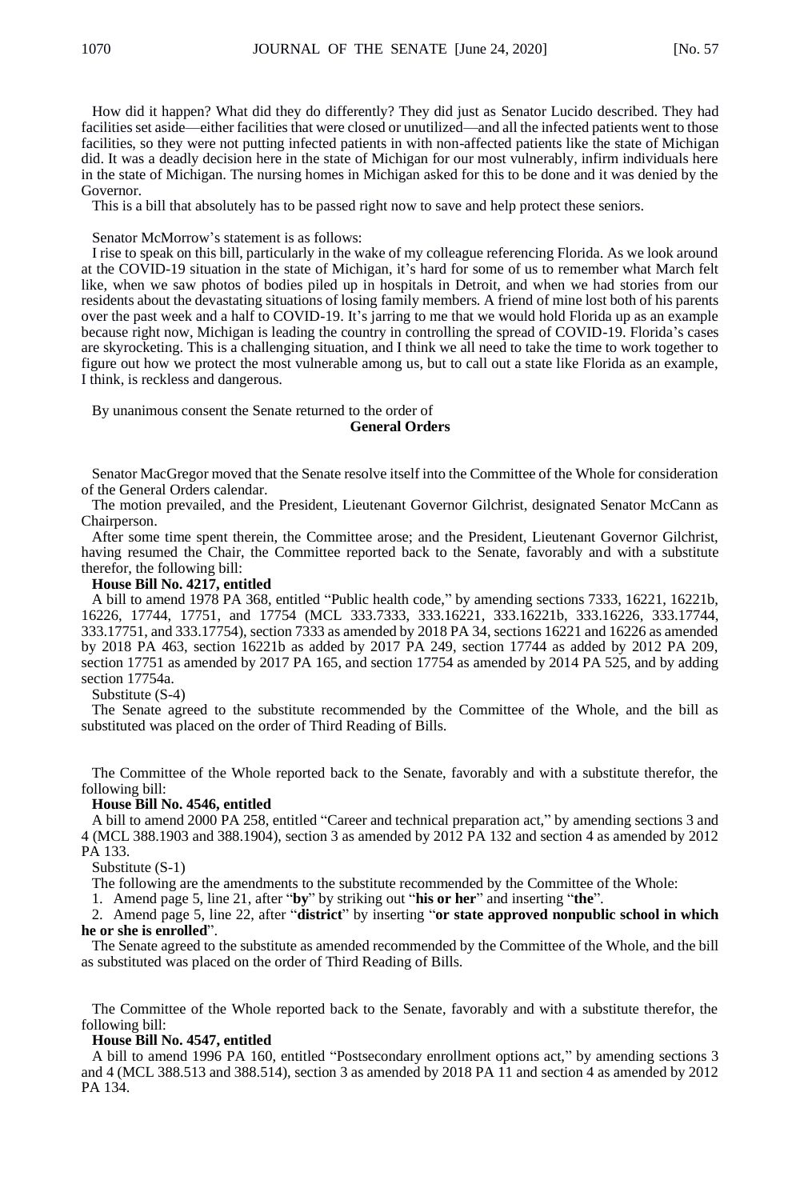How did it happen? What did they do differently? They did just as Senator Lucido described. They had facilities set aside—either facilities that were closed or unutilized—and all the infected patients went to those facilities, so they were not putting infected patients in with non-affected patients like the state of Michigan did. It was a deadly decision here in the state of Michigan for our most vulnerably, infirm individuals here in the state of Michigan. The nursing homes in Michigan asked for this to be done and it was denied by the Governor.

This is a bill that absolutely has to be passed right now to save and help protect these seniors.

Senator McMorrow's statement is as follows:

I rise to speak on this bill, particularly in the wake of my colleague referencing Florida. As we look around at the COVID-19 situation in the state of Michigan, it's hard for some of us to remember what March felt like, when we saw photos of bodies piled up in hospitals in Detroit, and when we had stories from our residents about the devastating situations of losing family members. A friend of mine lost both of his parents over the past week and a half to COVID-19. It's jarring to me that we would hold Florida up as an example because right now, Michigan is leading the country in controlling the spread of COVID-19. Florida's cases are skyrocketing. This is a challenging situation, and I think we all need to take the time to work together to figure out how we protect the most vulnerable among us, but to call out a state like Florida as an example, I think, is reckless and dangerous.

By unanimous consent the Senate returned to the order of

**General Orders**

Senator MacGregor moved that the Senate resolve itself into the Committee of the Whole for consideration of the General Orders calendar.

The motion prevailed, and the President, Lieutenant Governor Gilchrist, designated Senator McCann as Chairperson.

After some time spent therein, the Committee arose; and the President, Lieutenant Governor Gilchrist, having resumed the Chair, the Committee reported back to the Senate, favorably and with a substitute therefor, the following bill:

**House Bill No. 4217, entitled**

A bill to amend 1978 PA 368, entitled "Public health code," by amending sections 7333, 16221, 16221b, 16226, 17744, 17751, and 17754 (MCL 333.7333, 333.16221, 333.16221b, 333.16226, 333.17744, 333.17751, and 333.17754), section 7333 as amended by 2018 PA 34, sections 16221 and 16226 as amended by 2018 PA 463, section 16221b as added by 2017 PA 249, section 17744 as added by 2012 PA 209, section 17751 as amended by 2017 PA 165, and section 17754 as amended by 2014 PA 525, and by adding section 17754a.

Substitute (S-4)

The Senate agreed to the substitute recommended by the Committee of the Whole, and the bill as substituted was placed on the order of Third Reading of Bills.

The Committee of the Whole reported back to the Senate, favorably and with a substitute therefor, the following bill:

**House Bill No. 4546, entitled**

A bill to amend 2000 PA 258, entitled "Career and technical preparation act," by amending sections 3 and 4 (MCL 388.1903 and 388.1904), section 3 as amended by 2012 PA 132 and section 4 as amended by 2012 PA 133.

Substitute (S-1)

The following are the amendments to the substitute recommended by the Committee of the Whole:

1. Amend page 5, line 21, after "**by**" by striking out "**his or her**" and inserting "**the**".
2. Amend page 5, line 22, after "**district**" by inserting "**or state approved nonpublic school in which he or she is enrolled**".

The Senate agreed to the substitute as amended recommended by the Committee of the Whole, and the bill as substituted was placed on the order of Third Reading of Bills.

The Committee of the Whole reported back to the Senate, favorably and with a substitute therefor, the following bill:

**House Bill No. 4547, entitled**

A bill to amend 1996 PA 160, entitled "Postsecondary enrollment options act," by amending sections 3 and 4 (MCL 388.513 and 388.514), section 3 as amended by 2018 PA 11 and section 4 as amended by 2012 PA 134.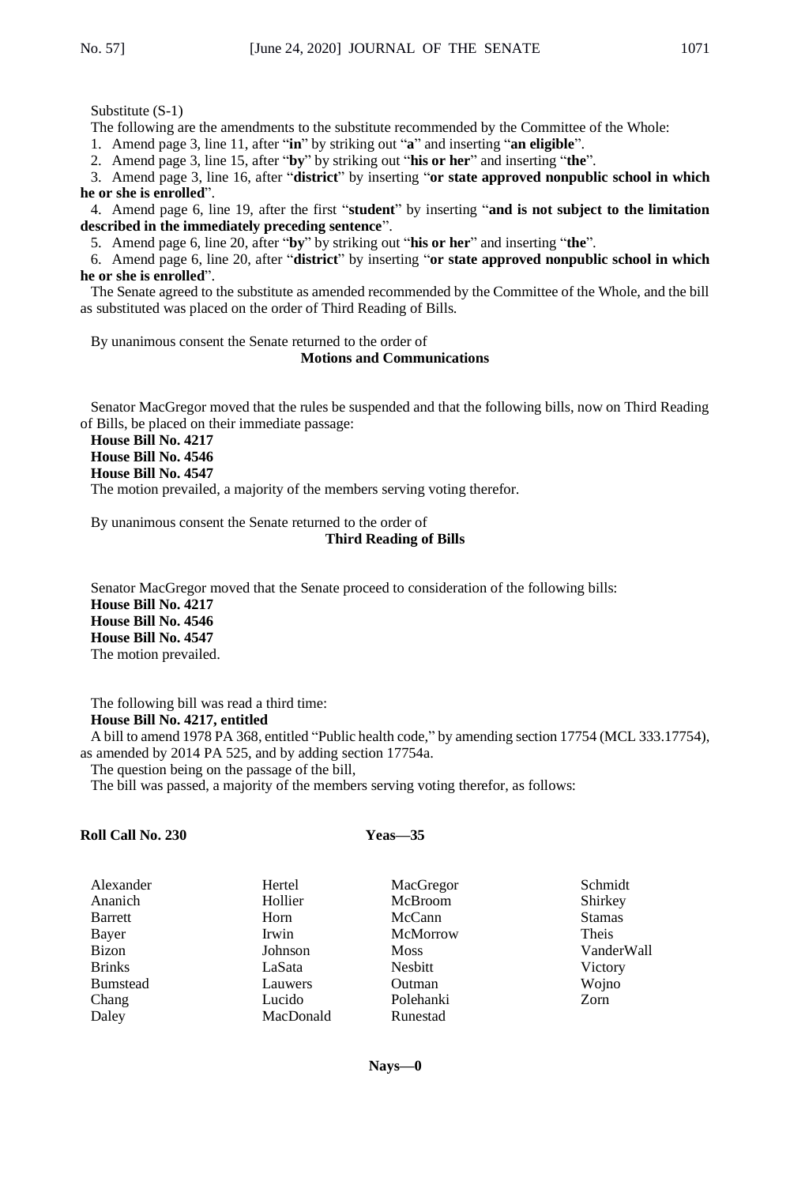Substitute (S-1)

The following are the amendments to the substitute recommended by the Committee of the Whole:

1. Amend page 3, line 11, after "**in**" by striking out "**a**" and inserting "**an eligible**".
2. Amend page 3, line 15, after "**by**" by striking out "**his or her**" and inserting "**the**".
3. Amend page 3, line 16, after "**district**" by inserting "**or state approved nonpublic school in which he or she is enrolled**".
4. Amend page 6, line 19, after the first "**student**" by inserting "**and is not subject to the limitation described in the immediately preceding sentence**".
5. Amend page 6, line 20, after "**by**" by striking out "**his or her**" and inserting "**the**".
6. Amend page 6, line 20, after "**district**" by inserting "**or state approved nonpublic school in which he or she is enrolled**".

The Senate agreed to the substitute as amended recommended by the Committee of the Whole, and the bill as substituted was placed on the order of Third Reading of Bills.

By unanimous consent the Senate returned to the order of

**Motions and Communications**

Senator MacGregor moved that the rules be suspended and that the following bills, now on Third Reading of Bills, be placed on their immediate passage:

**House Bill No. 4217**
**House Bill No. 4546**
**House Bill No. 4547**

The motion prevailed, a majority of the members serving voting therefor.

By unanimous consent the Senate returned to the order of

**Third Reading of Bills**

Senator MacGregor moved that the Senate proceed to consideration of the following bills:

**House Bill No. 4217**
**House Bill No. 4546**
**House Bill No. 4547**

The motion prevailed.

The following bill was read a third time:

**House Bill No. 4217, entitled**

A bill to amend 1978 PA 368, entitled "Public health code," by amending section 17754 (MCL 333.17754), as amended by 2014 PA 525, and by adding section 17754a.

The question being on the passage of the bill,

The bill was passed, a majority of the members serving voting therefor, as follows:

**Roll Call No. 230** **Yeas—35**

| | | | |
|---|---|---|---|
| Alexander | Hertel | MacGregor | Schmidt |
| Ananich | Hollier | McBroom | Shirkey |
| Barrett | Horn | McCann | Stamas |
| Bayer | Irwin | McMorrow | Theis |
| Bizon | Johnson | Moss | VanderWall |
| Brinks | LaSata | Nesbitt | Victory |
| Bumstead | Lauwers | Outman | Wojno |
| Chang | Lucido | Polehanki | Zorn |
| Daley | MacDonald | Runestad | |

**Nays—0**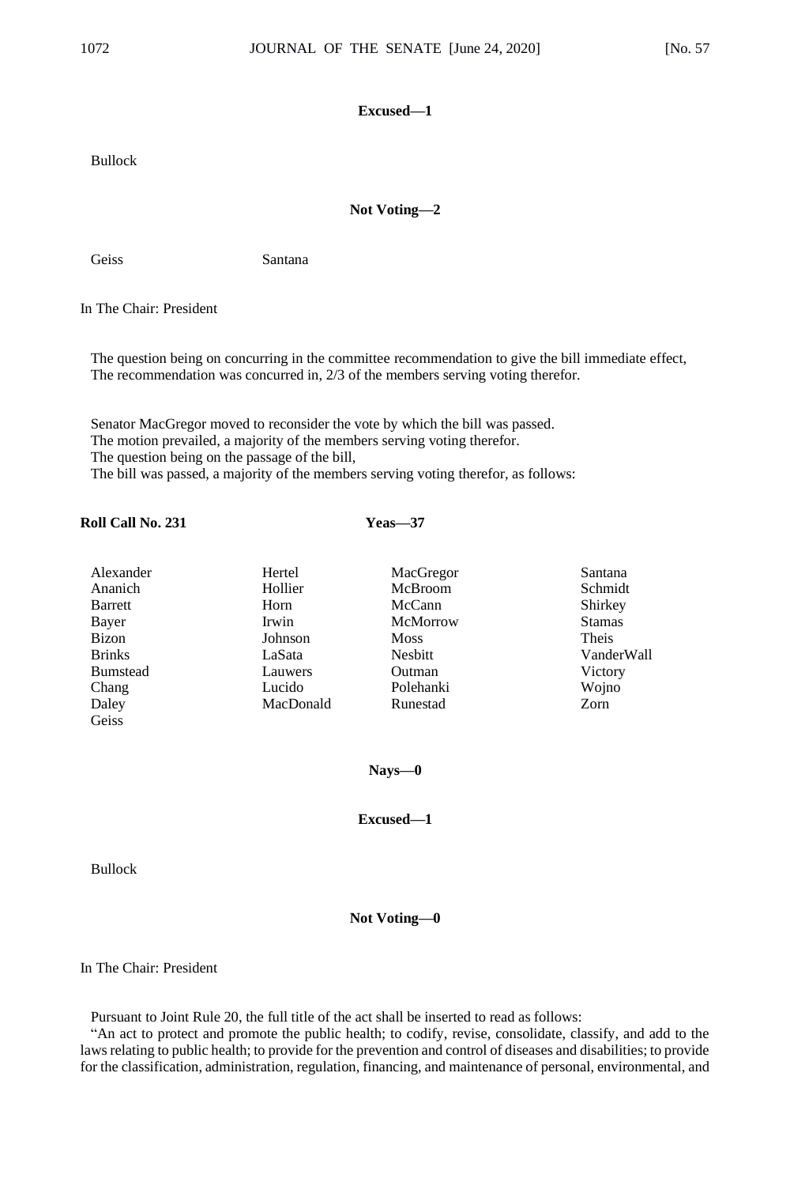**Excused—1**

Bullock

**Not Voting—2**

Geiss Santana

In The Chair: President

The question being on concurring in the committee recommendation to give the bill immediate effect,
The recommendation was concurred in, 2/3 of the members serving voting therefor.

Senator MacGregor moved to reconsider the vote by which the bill was passed.
The motion prevailed, a majority of the members serving voting therefor.
The question being on the passage of the bill,
The bill was passed, a majority of the members serving voting therefor, as follows:

**Roll Call No. 231** **Yeas—37**

| | | | |
|---|---|---|---|
| Alexander | Hertel | MacGregor | Santana |
| Ananich | Hollier | McBroom | Schmidt |
| Barrett | Horn | McCann | Shirkey |
| Bayer | Irwin | McMorrow | Stamas |
| Bizon | Johnson | Moss | Theis |
| Brinks | LaSata | Nesbitt | VanderWall |
| Bumstead | Lauwers | Outman | Victory |
| Chang | Lucido | Polehanki | Wojno |
| Daley | MacDonald | Runestad | Zorn |
| Geiss | | | |

**Nays—0**

**Excused—1**

Bullock

**Not Voting—0**

In The Chair: President

Pursuant to Joint Rule 20, the full title of the act shall be inserted to read as follows:

"An act to protect and promote the public health; to codify, revise, consolidate, classify, and add to the laws relating to public health; to provide for the prevention and control of diseases and disabilities; to provide for the classification, administration, regulation, financing, and maintenance of personal, environmental, and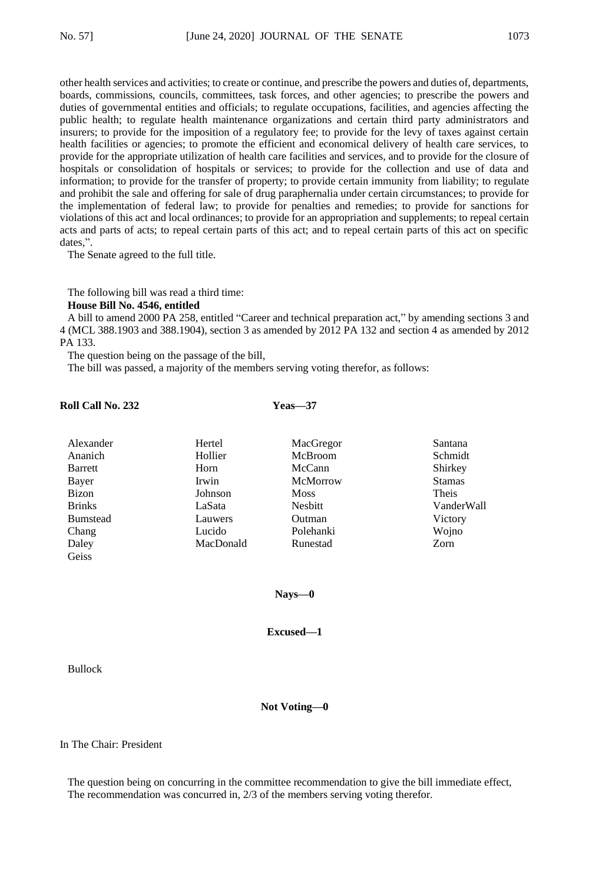other health services and activities; to create or continue, and prescribe the powers and duties of, departments, boards, commissions, councils, committees, task forces, and other agencies; to prescribe the powers and duties of governmental entities and officials; to regulate occupations, facilities, and agencies affecting the public health; to regulate health maintenance organizations and certain third party administrators and insurers; to provide for the imposition of a regulatory fee; to provide for the levy of taxes against certain health facilities or agencies; to promote the efficient and economical delivery of health care services, to provide for the appropriate utilization of health care facilities and services, and to provide for the closure of hospitals or consolidation of hospitals or services; to provide for the collection and use of data and information; to provide for the transfer of property; to provide certain immunity from liability; to regulate and prohibit the sale and offering for sale of drug paraphernalia under certain circumstances; to provide for the implementation of federal law; to provide for penalties and remedies; to provide for sanctions for violations of this act and local ordinances; to provide for an appropriation and supplements; to repeal certain acts and parts of acts; to repeal certain parts of this act; and to repeal certain parts of this act on specific dates,".

The Senate agreed to the full title.

The following bill was read a third time:

**House Bill No. 4546, entitled**

A bill to amend 2000 PA 258, entitled "Career and technical preparation act," by amending sections 3 and 4 (MCL 388.1903 and 388.1904), section 3 as amended by 2012 PA 132 and section 4 as amended by 2012 PA 133.

The question being on the passage of the bill,

The bill was passed, a majority of the members serving voting therefor, as follows:

**Roll Call No. 232** **Yeas—37**

| | | | |
|---|---|---|---|
| Alexander | Hertel | MacGregor | Santana |
| Ananich | Hollier | McBroom | Schmidt |
| Barrett | Horn | McCann | Shirkey |
| Bayer | Irwin | McMorrow | Stamas |
| Bizon | Johnson | Moss | Theis |
| Brinks | LaSata | Nesbitt | VanderWall |
| Bumstead | Lauwers | Outman | Victory |
| Chang | Lucido | Polehanki | Wojno |
| Daley | MacDonald | Runestad | Zorn |
| Geiss | | | |

**Nays—0**

**Excused—1**

Bullock

**Not Voting—0**

In The Chair: President

The question being on concurring in the committee recommendation to give the bill immediate effect,

The recommendation was concurred in, 2/3 of the members serving voting therefor.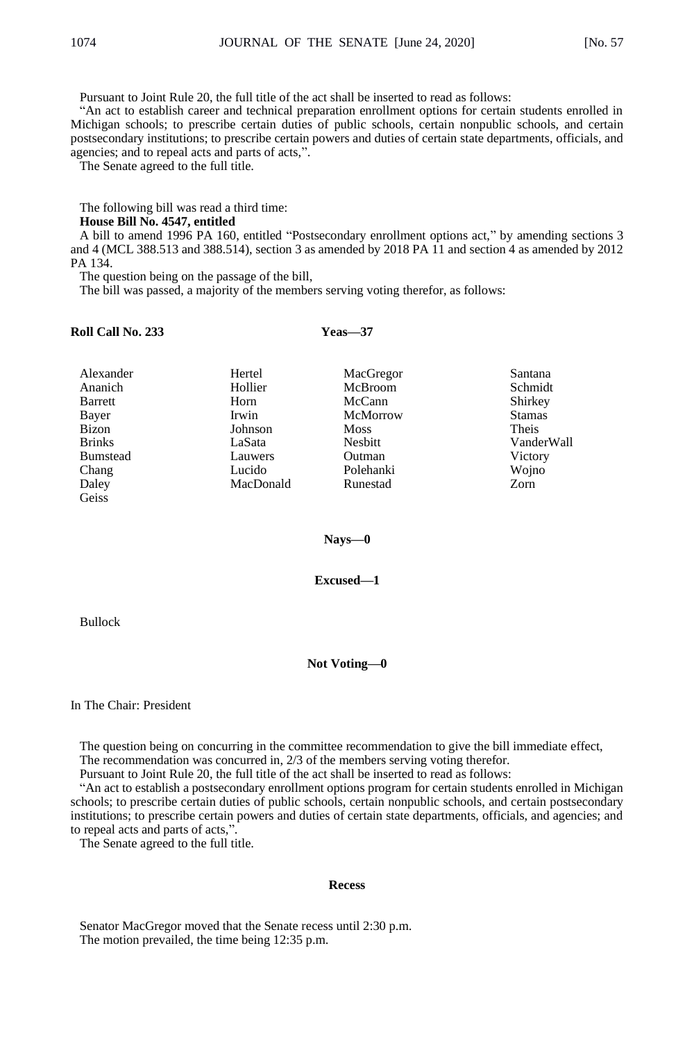Pursuant to Joint Rule 20, the full title of the act shall be inserted to read as follows:

"An act to establish career and technical preparation enrollment options for certain students enrolled in Michigan schools; to prescribe certain duties of public schools, certain nonpublic schools, and certain postsecondary institutions; to prescribe certain powers and duties of certain state departments, officials, and agencies; and to repeal acts and parts of acts,".

The Senate agreed to the full title.

The following bill was read a third time:

**House Bill No. 4547, entitled**

A bill to amend 1996 PA 160, entitled "Postsecondary enrollment options act," by amending sections 3 and 4 (MCL 388.513 and 388.514), section 3 as amended by 2018 PA 11 and section 4 as amended by 2012 PA 134.

The question being on the passage of the bill,

The bill was passed, a majority of the members serving voting therefor, as follows:

**Roll Call No. 233** **Yeas—37**

| | | | |
|---|---|---|---|
| Alexander | Hertel | MacGregor | Santana |
| Ananich | Hollier | McBroom | Schmidt |
| Barrett | Horn | McCann | Shirkey |
| Bayer | Irwin | McMorrow | Stamas |
| Bizon | Johnson | Moss | Theis |
| Brinks | LaSata | Nesbitt | VanderWall |
| Bumstead | Lauwers | Outman | Victory |
| Chang | Lucido | Polehanki | Wojno |
| Daley | MacDonald | Runestad | Zorn |
| Geiss | | | |

**Nays—0**

**Excused—1**

Bullock

**Not Voting—0**

In The Chair: President

The question being on concurring in the committee recommendation to give the bill immediate effect,

The recommendation was concurred in, 2/3 of the members serving voting therefor.

Pursuant to Joint Rule 20, the full title of the act shall be inserted to read as follows:

"An act to establish a postsecondary enrollment options program for certain students enrolled in Michigan schools; to prescribe certain duties of public schools, certain nonpublic schools, and certain postsecondary institutions; to prescribe certain powers and duties of certain state departments, officials, and agencies; and to repeal acts and parts of acts,".

The Senate agreed to the full title.

**Recess**

Senator MacGregor moved that the Senate recess until 2:30 p.m.

The motion prevailed, the time being 12:35 p.m.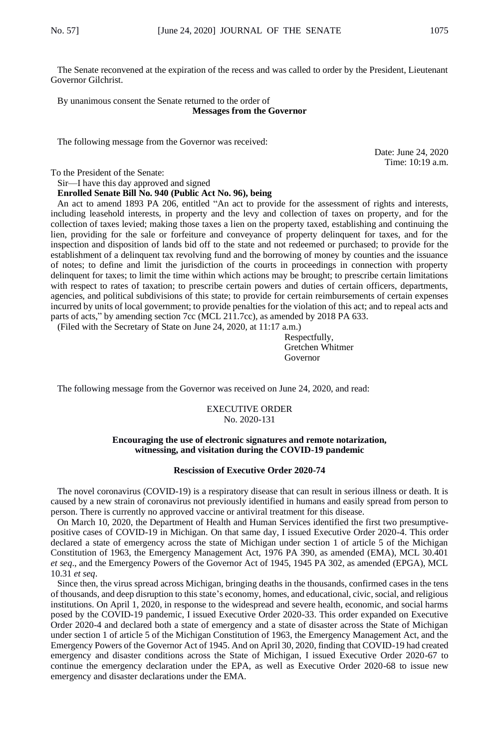The Senate reconvened at the expiration of the recess and was called to order by the President, Lieutenant Governor Gilchrist.

By unanimous consent the Senate returned to the order of

**Messages from the Governor**

The following message from the Governor was received:

Date: June 24, 2020
Time: 10:19 a.m.

To the President of the Senate:

Sir—I have this day approved and signed

**Enrolled Senate Bill No. 940 (Public Act No. 96), being**

An act to amend 1893 PA 206, entitled "An act to provide for the assessment of rights and interests, including leasehold interests, in property and the levy and collection of taxes on property, and for the collection of taxes levied; making those taxes a lien on the property taxed, establishing and continuing the lien, providing for the sale or forfeiture and conveyance of property delinquent for taxes, and for the inspection and disposition of lands bid off to the state and not redeemed or purchased; to provide for the establishment of a delinquent tax revolving fund and the borrowing of money by counties and the issuance of notes; to define and limit the jurisdiction of the courts in proceedings in connection with property delinquent for taxes; to limit the time within which actions may be brought; to prescribe certain limitations with respect to rates of taxation; to prescribe certain powers and duties of certain officers, departments, agencies, and political subdivisions of this state; to provide for certain reimbursements of certain expenses incurred by units of local government; to provide penalties for the violation of this act; and to repeal acts and parts of acts," by amending section 7cc (MCL 211.7cc), as amended by 2018 PA 633.

(Filed with the Secretary of State on June 24, 2020, at 11:17 a.m.)

Respectfully,
Gretchen Whitmer
Governor

The following message from the Governor was received on June 24, 2020, and read:

EXECUTIVE ORDER
No. 2020-131

**Encouraging the use of electronic signatures and remote notarization, witnessing, and visitation during the COVID-19 pandemic**

**Rescission of Executive Order 2020-74**

The novel coronavirus (COVID-19) is a respiratory disease that can result in serious illness or death. It is caused by a new strain of coronavirus not previously identified in humans and easily spread from person to person. There is currently no approved vaccine or antiviral treatment for this disease.

On March 10, 2020, the Department of Health and Human Services identified the first two presumptive-positive cases of COVID-19 in Michigan. On that same day, I issued Executive Order 2020-4. This order declared a state of emergency across the state of Michigan under section 1 of article 5 of the Michigan Constitution of 1963, the Emergency Management Act, 1976 PA 390, as amended (EMA), MCL 30.401 *et seq*., and the Emergency Powers of the Governor Act of 1945, 1945 PA 302, as amended (EPGA), MCL 10.31 *et seq*.

Since then, the virus spread across Michigan, bringing deaths in the thousands, confirmed cases in the tens of thousands, and deep disruption to this state's economy, homes, and educational, civic, social, and religious institutions. On April 1, 2020, in response to the widespread and severe health, economic, and social harms posed by the COVID-19 pandemic, I issued Executive Order 2020-33. This order expanded on Executive Order 2020-4 and declared both a state of emergency and a state of disaster across the State of Michigan under section 1 of article 5 of the Michigan Constitution of 1963, the Emergency Management Act, and the Emergency Powers of the Governor Act of 1945. And on April 30, 2020, finding that COVID-19 had created emergency and disaster conditions across the State of Michigan, I issued Executive Order 2020-67 to continue the emergency declaration under the EPA, as well as Executive Order 2020-68 to issue new emergency and disaster declarations under the EMA.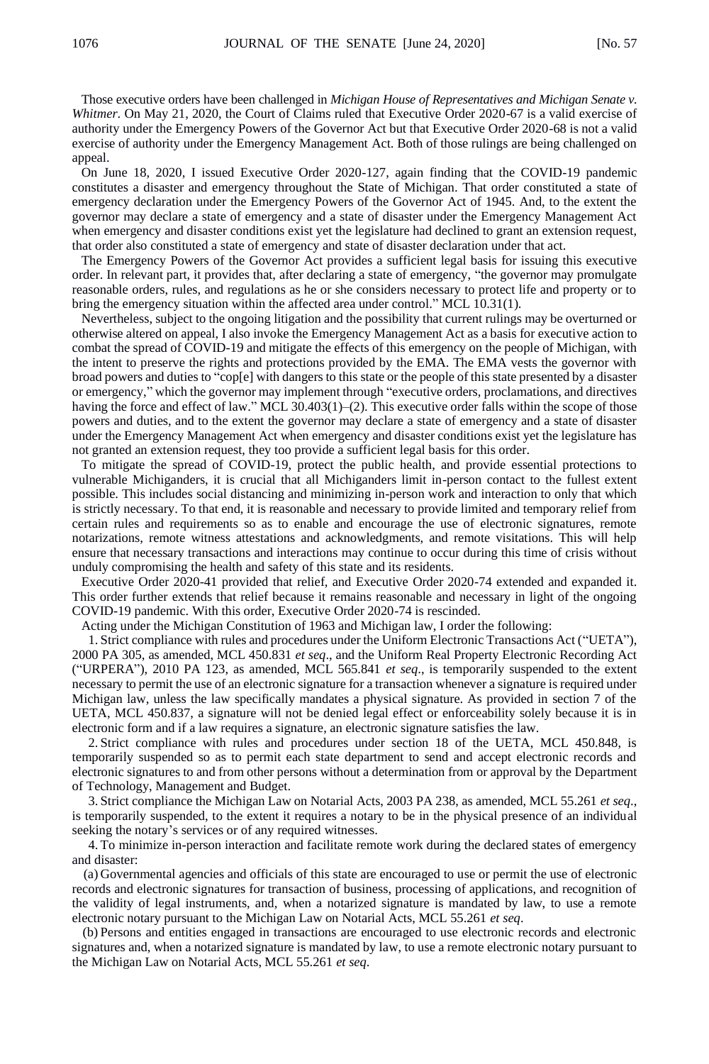Those executive orders have been challenged in *Michigan House of Representatives and Michigan Senate v. Whitmer*. On May 21, 2020, the Court of Claims ruled that Executive Order 2020-67 is a valid exercise of authority under the Emergency Powers of the Governor Act but that Executive Order 2020-68 is not a valid exercise of authority under the Emergency Management Act. Both of those rulings are being challenged on appeal.

On June 18, 2020, I issued Executive Order 2020-127, again finding that the COVID-19 pandemic constitutes a disaster and emergency throughout the State of Michigan. That order constituted a state of emergency declaration under the Emergency Powers of the Governor Act of 1945. And, to the extent the governor may declare a state of emergency and a state of disaster under the Emergency Management Act when emergency and disaster conditions exist yet the legislature had declined to grant an extension request, that order also constituted a state of emergency and state of disaster declaration under that act.

The Emergency Powers of the Governor Act provides a sufficient legal basis for issuing this executive order. In relevant part, it provides that, after declaring a state of emergency, "the governor may promulgate reasonable orders, rules, and regulations as he or she considers necessary to protect life and property or to bring the emergency situation within the affected area under control." MCL 10.31(1).

Nevertheless, subject to the ongoing litigation and the possibility that current rulings may be overturned or otherwise altered on appeal, I also invoke the Emergency Management Act as a basis for executive action to combat the spread of COVID-19 and mitigate the effects of this emergency on the people of Michigan, with the intent to preserve the rights and protections provided by the EMA. The EMA vests the governor with broad powers and duties to "cop[e] with dangers to this state or the people of this state presented by a disaster or emergency," which the governor may implement through "executive orders, proclamations, and directives having the force and effect of law." MCL 30.403(1)–(2). This executive order falls within the scope of those powers and duties, and to the extent the governor may declare a state of emergency and a state of disaster under the Emergency Management Act when emergency and disaster conditions exist yet the legislature has not granted an extension request, they too provide a sufficient legal basis for this order.

To mitigate the spread of COVID-19, protect the public health, and provide essential protections to vulnerable Michiganders, it is crucial that all Michiganders limit in-person contact to the fullest extent possible. This includes social distancing and minimizing in-person work and interaction to only that which is strictly necessary. To that end, it is reasonable and necessary to provide limited and temporary relief from certain rules and requirements so as to enable and encourage the use of electronic signatures, remote notarizations, remote witness attestations and acknowledgments, and remote visitations. This will help ensure that necessary transactions and interactions may continue to occur during this time of crisis without unduly compromising the health and safety of this state and its residents.

Executive Order 2020-41 provided that relief, and Executive Order 2020-74 extended and expanded it. This order further extends that relief because it remains reasonable and necessary in light of the ongoing COVID-19 pandemic. With this order, Executive Order 2020-74 is rescinded.

Acting under the Michigan Constitution of 1963 and Michigan law, I order the following:

1. Strict compliance with rules and procedures under the Uniform Electronic Transactions Act ("UETA"), 2000 PA 305, as amended, MCL 450.831 *et seq*., and the Uniform Real Property Electronic Recording Act ("URPERA"), 2010 PA 123, as amended, MCL 565.841 *et seq*., is temporarily suspended to the extent necessary to permit the use of an electronic signature for a transaction whenever a signature is required under Michigan law, unless the law specifically mandates a physical signature. As provided in section 7 of the UETA, MCL 450.837, a signature will not be denied legal effect or enforceability solely because it is in electronic form and if a law requires a signature, an electronic signature satisfies the law.

2. Strict compliance with rules and procedures under section 18 of the UETA, MCL 450.848, is temporarily suspended so as to permit each state department to send and accept electronic records and electronic signatures to and from other persons without a determination from or approval by the Department of Technology, Management and Budget.

3. Strict compliance the Michigan Law on Notarial Acts, 2003 PA 238, as amended, MCL 55.261 *et seq*., is temporarily suspended, to the extent it requires a notary to be in the physical presence of an individual seeking the notary's services or of any required witnesses.

4. To minimize in-person interaction and facilitate remote work during the declared states of emergency and disaster:

(a) Governmental agencies and officials of this state are encouraged to use or permit the use of electronic records and electronic signatures for transaction of business, processing of applications, and recognition of the validity of legal instruments, and, when a notarized signature is mandated by law, to use a remote electronic notary pursuant to the Michigan Law on Notarial Acts, MCL 55.261 *et seq*.

(b) Persons and entities engaged in transactions are encouraged to use electronic records and electronic signatures and, when a notarized signature is mandated by law, to use a remote electronic notary pursuant to the Michigan Law on Notarial Acts, MCL 55.261 *et seq*.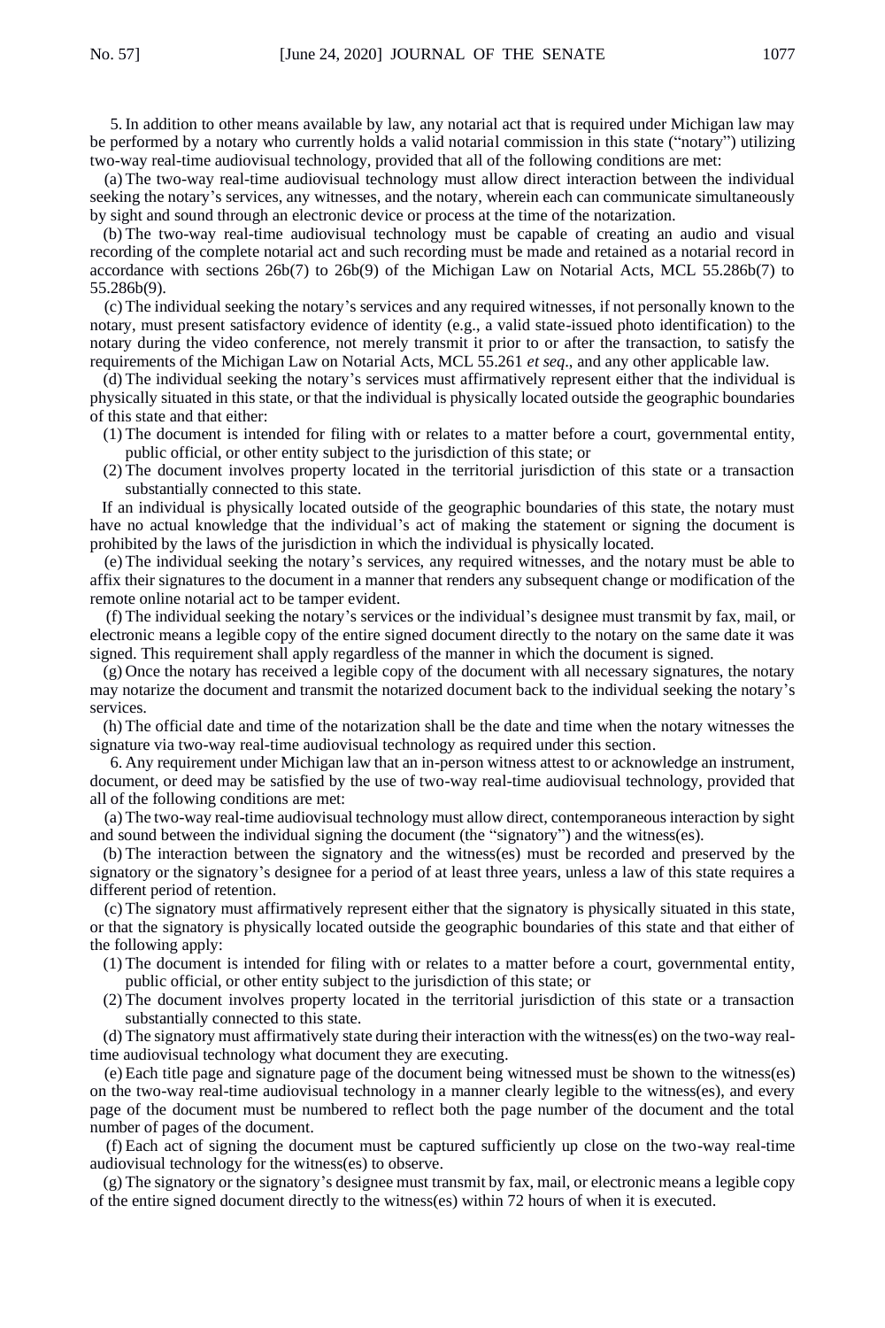5. In addition to other means available by law, any notarial act that is required under Michigan law may be performed by a notary who currently holds a valid notarial commission in this state ("notary") utilizing two-way real-time audiovisual technology, provided that all of the following conditions are met:

(a) The two-way real-time audiovisual technology must allow direct interaction between the individual seeking the notary's services, any witnesses, and the notary, wherein each can communicate simultaneously by sight and sound through an electronic device or process at the time of the notarization.

(b) The two-way real-time audiovisual technology must be capable of creating an audio and visual recording of the complete notarial act and such recording must be made and retained as a notarial record in accordance with sections 26b(7) to 26b(9) of the Michigan Law on Notarial Acts, MCL 55.286b(7) to 55.286b(9).

(c) The individual seeking the notary's services and any required witnesses, if not personally known to the notary, must present satisfactory evidence of identity (e.g., a valid state-issued photo identification) to the notary during the video conference, not merely transmit it prior to or after the transaction, to satisfy the requirements of the Michigan Law on Notarial Acts, MCL 55.261 *et seq*., and any other applicable law.

(d) The individual seeking the notary's services must affirmatively represent either that the individual is physically situated in this state, or that the individual is physically located outside the geographic boundaries of this state and that either:

(1) The document is intended for filing with or relates to a matter before a court, governmental entity, public official, or other entity subject to the jurisdiction of this state; or

(2) The document involves property located in the territorial jurisdiction of this state or a transaction substantially connected to this state.

If an individual is physically located outside of the geographic boundaries of this state, the notary must have no actual knowledge that the individual's act of making the statement or signing the document is prohibited by the laws of the jurisdiction in which the individual is physically located.

(e) The individual seeking the notary's services, any required witnesses, and the notary must be able to affix their signatures to the document in a manner that renders any subsequent change or modification of the remote online notarial act to be tamper evident.

(f) The individual seeking the notary's services or the individual's designee must transmit by fax, mail, or electronic means a legible copy of the entire signed document directly to the notary on the same date it was signed. This requirement shall apply regardless of the manner in which the document is signed.

(g) Once the notary has received a legible copy of the document with all necessary signatures, the notary may notarize the document and transmit the notarized document back to the individual seeking the notary's services.

(h) The official date and time of the notarization shall be the date and time when the notary witnesses the signature via two-way real-time audiovisual technology as required under this section.

6. Any requirement under Michigan law that an in-person witness attest to or acknowledge an instrument, document, or deed may be satisfied by the use of two-way real-time audiovisual technology, provided that all of the following conditions are met:

(a) The two-way real-time audiovisual technology must allow direct, contemporaneous interaction by sight and sound between the individual signing the document (the "signatory") and the witness(es).

(b) The interaction between the signatory and the witness(es) must be recorded and preserved by the signatory or the signatory's designee for a period of at least three years, unless a law of this state requires a different period of retention.

(c) The signatory must affirmatively represent either that the signatory is physically situated in this state, or that the signatory is physically located outside the geographic boundaries of this state and that either of the following apply:

(1) The document is intended for filing with or relates to a matter before a court, governmental entity, public official, or other entity subject to the jurisdiction of this state; or

(2) The document involves property located in the territorial jurisdiction of this state or a transaction substantially connected to this state.

(d) The signatory must affirmatively state during their interaction with the witness(es) on the two-way real-time audiovisual technology what document they are executing.

(e) Each title page and signature page of the document being witnessed must be shown to the witness(es) on the two-way real-time audiovisual technology in a manner clearly legible to the witness(es), and every page of the document must be numbered to reflect both the page number of the document and the total number of pages of the document.

(f) Each act of signing the document must be captured sufficiently up close on the two-way real-time audiovisual technology for the witness(es) to observe.

(g) The signatory or the signatory's designee must transmit by fax, mail, or electronic means a legible copy of the entire signed document directly to the witness(es) within 72 hours of when it is executed.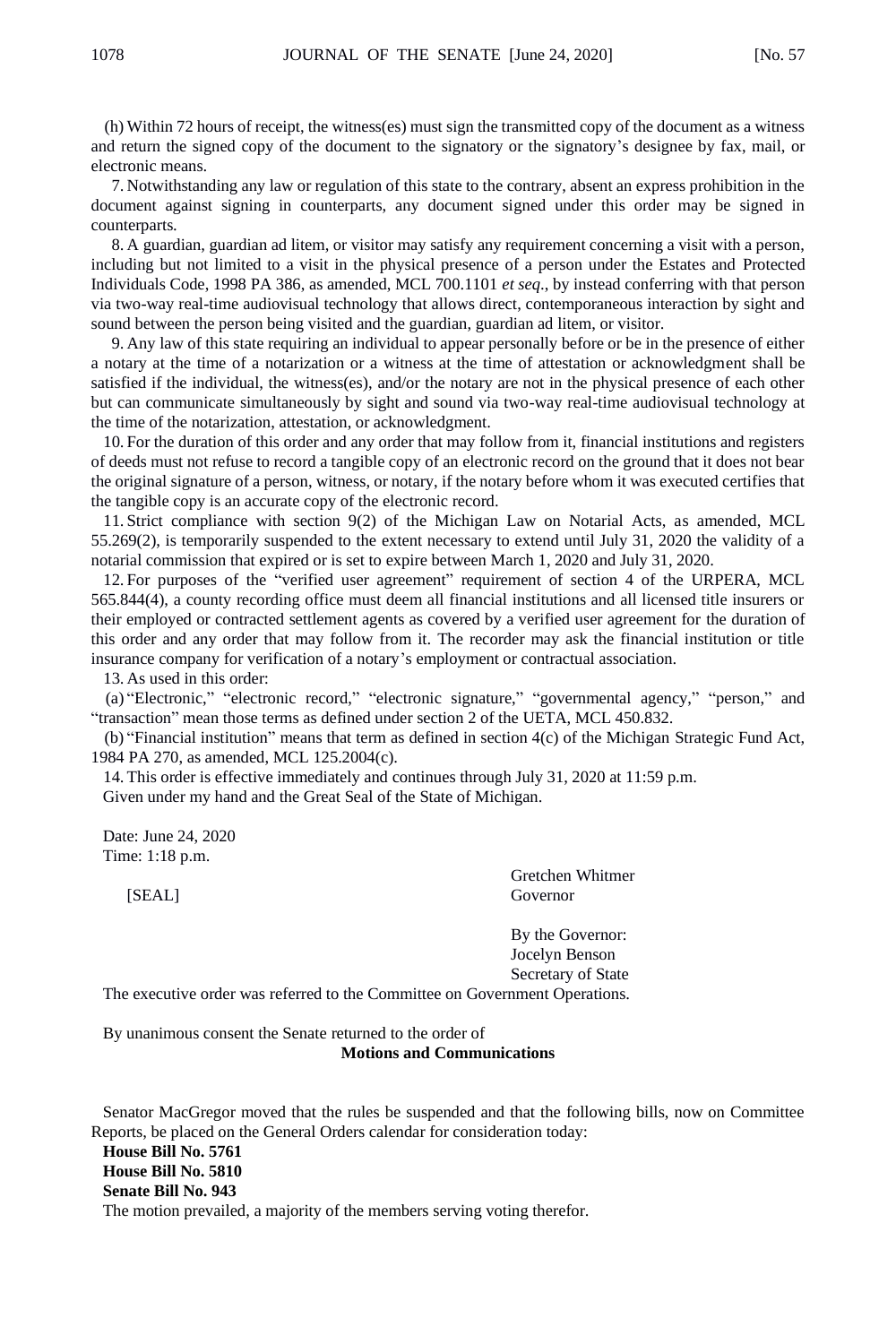(h) Within 72 hours of receipt, the witness(es) must sign the transmitted copy of the document as a witness and return the signed copy of the document to the signatory or the signatory's designee by fax, mail, or electronic means.

7. Notwithstanding any law or regulation of this state to the contrary, absent an express prohibition in the document against signing in counterparts, any document signed under this order may be signed in counterparts.

8. A guardian, guardian ad litem, or visitor may satisfy any requirement concerning a visit with a person, including but not limited to a visit in the physical presence of a person under the Estates and Protected Individuals Code, 1998 PA 386, as amended, MCL 700.1101 *et seq*., by instead conferring with that person via two-way real-time audiovisual technology that allows direct, contemporaneous interaction by sight and sound between the person being visited and the guardian, guardian ad litem, or visitor.

9. Any law of this state requiring an individual to appear personally before or be in the presence of either a notary at the time of a notarization or a witness at the time of attestation or acknowledgment shall be satisfied if the individual, the witness(es), and/or the notary are not in the physical presence of each other but can communicate simultaneously by sight and sound via two-way real-time audiovisual technology at the time of the notarization, attestation, or acknowledgment.

10. For the duration of this order and any order that may follow from it, financial institutions and registers of deeds must not refuse to record a tangible copy of an electronic record on the ground that it does not bear the original signature of a person, witness, or notary, if the notary before whom it was executed certifies that the tangible copy is an accurate copy of the electronic record.

11. Strict compliance with section 9(2) of the Michigan Law on Notarial Acts, as amended, MCL 55.269(2), is temporarily suspended to the extent necessary to extend until July 31, 2020 the validity of a notarial commission that expired or is set to expire between March 1, 2020 and July 31, 2020.

12. For purposes of the "verified user agreement" requirement of section 4 of the URPERA, MCL 565.844(4), a county recording office must deem all financial institutions and all licensed title insurers or their employed or contracted settlement agents as covered by a verified user agreement for the duration of this order and any order that may follow from it. The recorder may ask the financial institution or title insurance company for verification of a notary's employment or contractual association.

13. As used in this order:

(a) "Electronic," "electronic record," "electronic signature," "governmental agency," "person," and "transaction" mean those terms as defined under section 2 of the UETA, MCL 450.832.

(b) "Financial institution" means that term as defined in section 4(c) of the Michigan Strategic Fund Act, 1984 PA 270, as amended, MCL 125.2004(c).

14. This order is effective immediately and continues through July 31, 2020 at 11:59 p.m.

Given under my hand and the Great Seal of the State of Michigan.

Date: June 24, 2020
Time: 1:18 p.m.

[SEAL]

Gretchen Whitmer
Governor

By the Governor:
Jocelyn Benson
Secretary of State

The executive order was referred to the Committee on Government Operations.

By unanimous consent the Senate returned to the order of

**Motions and Communications**

Senator MacGregor moved that the rules be suspended and that the following bills, now on Committee Reports, be placed on the General Orders calendar for consideration today:

**House Bill No. 5761**
**House Bill No. 5810**
**Senate Bill No. 943**

The motion prevailed, a majority of the members serving voting therefor.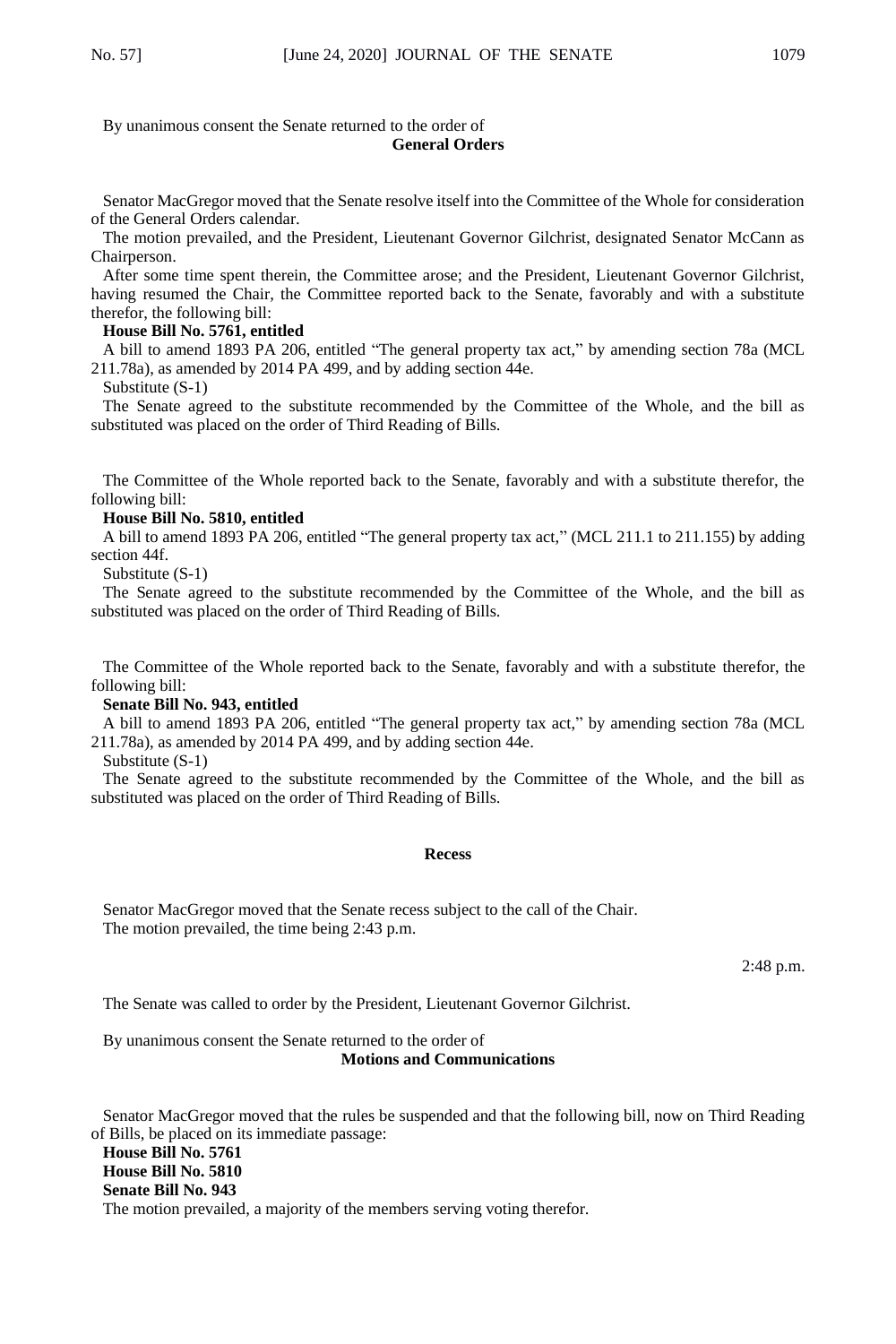By unanimous consent the Senate returned to the order of

**General Orders**

Senator MacGregor moved that the Senate resolve itself into the Committee of the Whole for consideration of the General Orders calendar.

The motion prevailed, and the President, Lieutenant Governor Gilchrist, designated Senator McCann as Chairperson.

After some time spent therein, the Committee arose; and the President, Lieutenant Governor Gilchrist, having resumed the Chair, the Committee reported back to the Senate, favorably and with a substitute therefor, the following bill:

**House Bill No. 5761, entitled**

A bill to amend 1893 PA 206, entitled "The general property tax act," by amending section 78a (MCL 211.78a), as amended by 2014 PA 499, and by adding section 44e.

Substitute (S-1)

The Senate agreed to the substitute recommended by the Committee of the Whole, and the bill as substituted was placed on the order of Third Reading of Bills.

The Committee of the Whole reported back to the Senate, favorably and with a substitute therefor, the following bill:

**House Bill No. 5810, entitled**

A bill to amend 1893 PA 206, entitled "The general property tax act," (MCL 211.1 to 211.155) by adding section 44f.

Substitute (S-1)

The Senate agreed to the substitute recommended by the Committee of the Whole, and the bill as substituted was placed on the order of Third Reading of Bills.

The Committee of the Whole reported back to the Senate, favorably and with a substitute therefor, the following bill:

**Senate Bill No. 943, entitled**

A bill to amend 1893 PA 206, entitled "The general property tax act," by amending section 78a (MCL 211.78a), as amended by 2014 PA 499, and by adding section 44e.

Substitute (S-1)

The Senate agreed to the substitute recommended by the Committee of the Whole, and the bill as substituted was placed on the order of Third Reading of Bills.

**Recess**

Senator MacGregor moved that the Senate recess subject to the call of the Chair.

The motion prevailed, the time being 2:43 p.m.

2:48 p.m.

The Senate was called to order by the President, Lieutenant Governor Gilchrist.

By unanimous consent the Senate returned to the order of

**Motions and Communications**

Senator MacGregor moved that the rules be suspended and that the following bill, now on Third Reading of Bills, be placed on its immediate passage:

**House Bill No. 5761**
**House Bill No. 5810**
**Senate Bill No. 943**

The motion prevailed, a majority of the members serving voting therefor.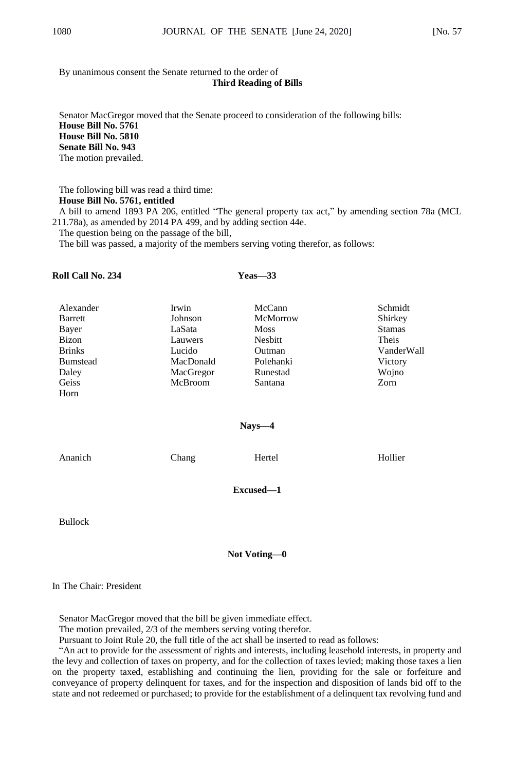By unanimous consent the Senate returned to the order of

**Third Reading of Bills**

Senator MacGregor moved that the Senate proceed to consideration of the following bills:

**House Bill No. 5761**
**House Bill No. 5810**
**Senate Bill No. 943**

The motion prevailed.

The following bill was read a third time:

**House Bill No. 5761, entitled**

A bill to amend 1893 PA 206, entitled "The general property tax act," by amending section 78a (MCL 211.78a), as amended by 2014 PA 499, and by adding section 44e.

The question being on the passage of the bill,

The bill was passed, a majority of the members serving voting therefor, as follows:

**Roll Call No. 234** **Yeas—33**

| | | | |
|---|---|---|---|
| Alexander | Irwin | McCann | Schmidt |
| Barrett | Johnson | McMorrow | Shirkey |
| Bayer | LaSata | Moss | Stamas |
| Bizon | Lauwers | Nesbitt | Theis |
| Brinks | Lucido | Outman | VanderWall |
| Bumstead | MacDonald | Polehanki | Victory |
| Daley | MacGregor | Runestad | Wojno |
| Geiss | McBroom | Santana | Zorn |
| Horn | | | |

**Nays—4**

| | | | |
|---|---|---|---|
| Ananich | Chang | Hertel | Hollier |

**Excused—1**

Bullock

**Not Voting—0**

In The Chair: President

Senator MacGregor moved that the bill be given immediate effect.

The motion prevailed, 2/3 of the members serving voting therefor.

Pursuant to Joint Rule 20, the full title of the act shall be inserted to read as follows:

"An act to provide for the assessment of rights and interests, including leasehold interests, in property and the levy and collection of taxes on property, and for the collection of taxes levied; making those taxes a lien on the property taxed, establishing and continuing the lien, providing for the sale or forfeiture and conveyance of property delinquent for taxes, and for the inspection and disposition of lands bid off to the state and not redeemed or purchased; to provide for the establishment of a delinquent tax revolving fund and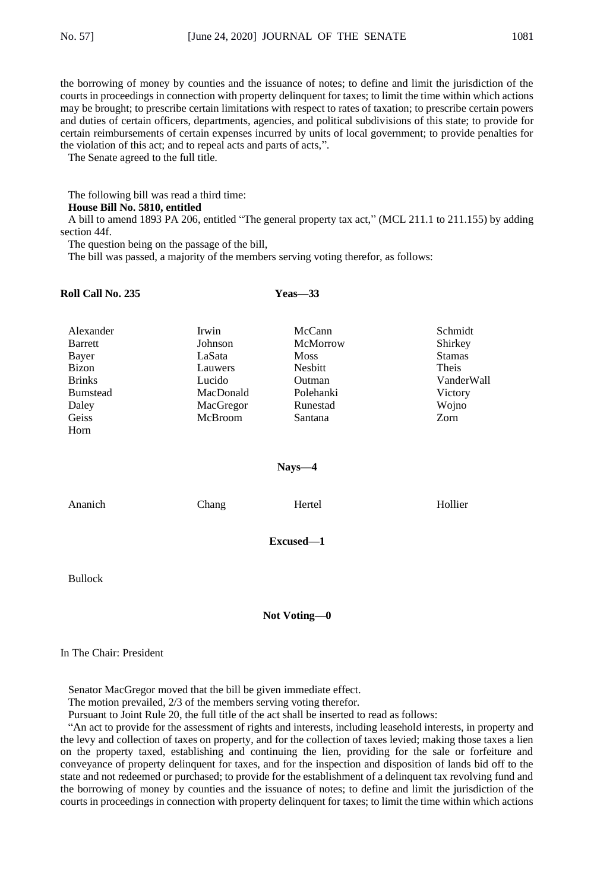the borrowing of money by counties and the issuance of notes; to define and limit the jurisdiction of the courts in proceedings in connection with property delinquent for taxes; to limit the time within which actions may be brought; to prescribe certain limitations with respect to rates of taxation; to prescribe certain powers and duties of certain officers, departments, agencies, and political subdivisions of this state; to provide for certain reimbursements of certain expenses incurred by units of local government; to provide penalties for the violation of this act; and to repeal acts and parts of acts,".

The Senate agreed to the full title.

The following bill was read a third time:

**House Bill No. 5810, entitled**

A bill to amend 1893 PA 206, entitled "The general property tax act," (MCL 211.1 to 211.155) by adding section 44f.

The question being on the passage of the bill,

The bill was passed, a majority of the members serving voting therefor, as follows:

**Roll Call No. 235** **Yeas—33**

| | | | |
|---|---|---|---|
| Alexander | Irwin | McCann | Schmidt |
| Barrett | Johnson | McMorrow | Shirkey |
| Bayer | LaSata | Moss | Stamas |
| Bizon | Lauwers | Nesbitt | Theis |
| Brinks | Lucido | Outman | VanderWall |
| Bumstead | MacDonald | Polehanki | Victory |
| Daley | MacGregor | Runestad | Wojno |
| Geiss | McBroom | Santana | Zorn |
| Horn | | | |

**Nays—4**

| | | | |
|---|---|---|---|
| Ananich | Chang | Hertel | Hollier |

**Excused—1**

Bullock

**Not Voting—0**

In The Chair: President

Senator MacGregor moved that the bill be given immediate effect.

The motion prevailed, 2/3 of the members serving voting therefor.

Pursuant to Joint Rule 20, the full title of the act shall be inserted to read as follows:

"An act to provide for the assessment of rights and interests, including leasehold interests, in property and the levy and collection of taxes on property, and for the collection of taxes levied; making those taxes a lien on the property taxed, establishing and continuing the lien, providing for the sale or forfeiture and conveyance of property delinquent for taxes, and for the inspection and disposition of lands bid off to the state and not redeemed or purchased; to provide for the establishment of a delinquent tax revolving fund and the borrowing of money by counties and the issuance of notes; to define and limit the jurisdiction of the courts in proceedings in connection with property delinquent for taxes; to limit the time within which actions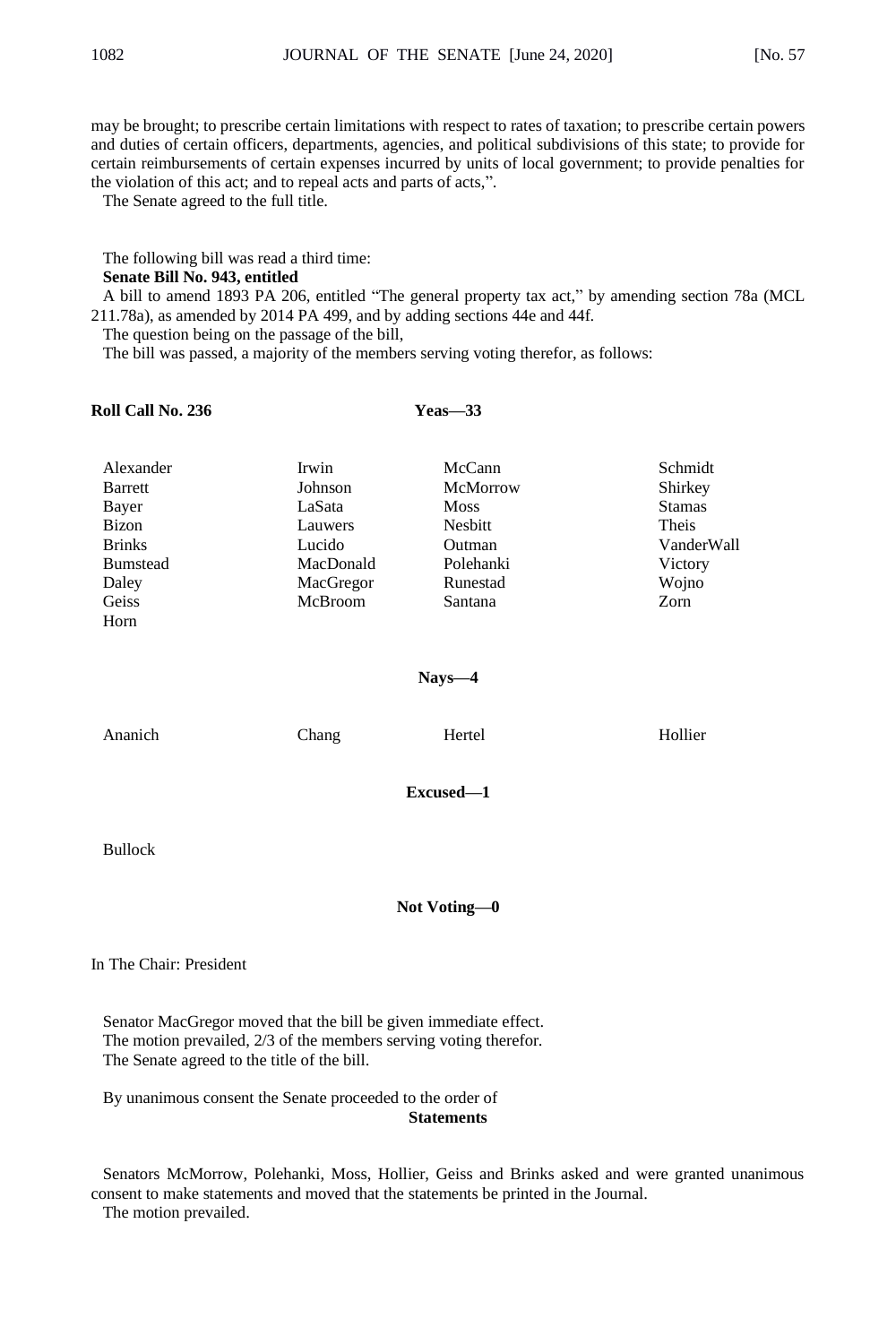may be brought; to prescribe certain limitations with respect to rates of taxation; to prescribe certain powers and duties of certain officers, departments, agencies, and political subdivisions of this state; to provide for certain reimbursements of certain expenses incurred by units of local government; to provide penalties for the violation of this act; and to repeal acts and parts of acts,".

The Senate agreed to the full title.

The following bill was read a third time:

**Senate Bill No. 943, entitled**

A bill to amend 1893 PA 206, entitled "The general property tax act," by amending section 78a (MCL 211.78a), as amended by 2014 PA 499, and by adding sections 44e and 44f.

The question being on the passage of the bill,

The bill was passed, a majority of the members serving voting therefor, as follows:

**Roll Call No. 236** **Yeas—33**

| | | | |
|---|---|---|---|
| Alexander | Irwin | McCann | Schmidt |
| Barrett | Johnson | McMorrow | Shirkey |
| Bayer | LaSata | Moss | Stamas |
| Bizon | Lauwers | Nesbitt | Theis |
| Brinks | Lucido | Outman | VanderWall |
| Bumstead | MacDonald | Polehanki | Victory |
| Daley | MacGregor | Runestad | Wojno |
| Geiss | McBroom | Santana | Zorn |
| Horn | | | |

**Nays—4**

| | | | |
|---|---|---|---|
| Ananich | Chang | Hertel | Hollier |

**Excused—1**

Bullock

**Not Voting—0**

In The Chair: President

Senator MacGregor moved that the bill be given immediate effect.

The motion prevailed, 2/3 of the members serving voting therefor.

The Senate agreed to the title of the bill.

By unanimous consent the Senate proceeded to the order of

**Statements**

Senators McMorrow, Polehanki, Moss, Hollier, Geiss and Brinks asked and were granted unanimous consent to make statements and moved that the statements be printed in the Journal.

The motion prevailed.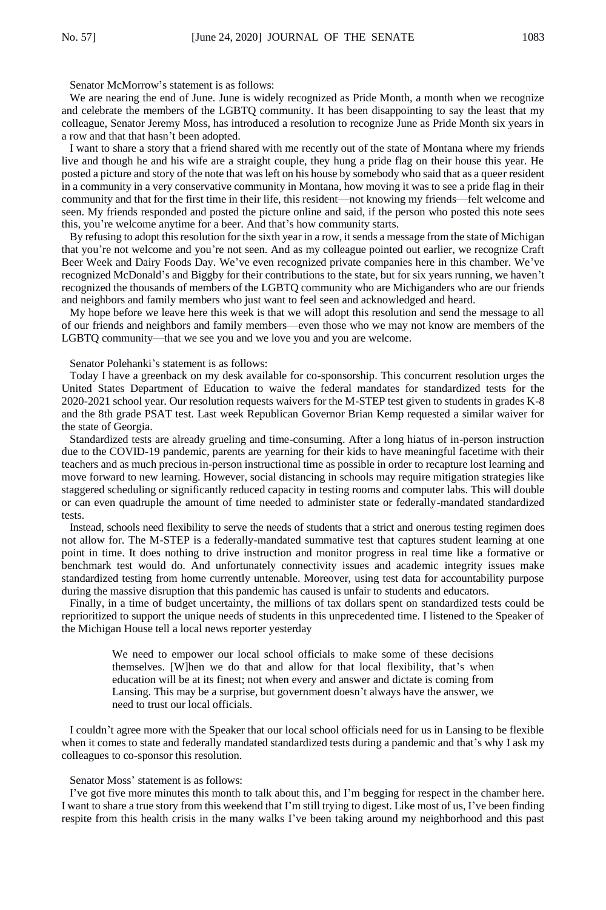Senator McMorrow's statement is as follows:

We are nearing the end of June. June is widely recognized as Pride Month, a month when we recognize and celebrate the members of the LGBTQ community. It has been disappointing to say the least that my colleague, Senator Jeremy Moss, has introduced a resolution to recognize June as Pride Month six years in a row and that that hasn't been adopted.

I want to share a story that a friend shared with me recently out of the state of Montana where my friends live and though he and his wife are a straight couple, they hung a pride flag on their house this year. He posted a picture and story of the note that was left on his house by somebody who said that as a queer resident in a community in a very conservative community in Montana, how moving it was to see a pride flag in their community and that for the first time in their life, this resident—not knowing my friends—felt welcome and seen. My friends responded and posted the picture online and said, if the person who posted this note sees this, you're welcome anytime for a beer. And that's how community starts.

By refusing to adopt this resolution for the sixth year in a row, it sends a message from the state of Michigan that you're not welcome and you're not seen. And as my colleague pointed out earlier, we recognize Craft Beer Week and Dairy Foods Day. We've even recognized private companies here in this chamber. We've recognized McDonald's and Biggby for their contributions to the state, but for six years running, we haven't recognized the thousands of members of the LGBTQ community who are Michiganders who are our friends and neighbors and family members who just want to feel seen and acknowledged and heard.

My hope before we leave here this week is that we will adopt this resolution and send the message to all of our friends and neighbors and family members—even those who we may not know are members of the LGBTQ community—that we see you and we love you and you are welcome.

Senator Polehanki's statement is as follows:

Today I have a greenback on my desk available for co-sponsorship. This concurrent resolution urges the United States Department of Education to waive the federal mandates for standardized tests for the 2020-2021 school year. Our resolution requests waivers for the M-STEP test given to students in grades K-8 and the 8th grade PSAT test. Last week Republican Governor Brian Kemp requested a similar waiver for the state of Georgia.

Standardized tests are already grueling and time-consuming. After a long hiatus of in-person instruction due to the COVID-19 pandemic, parents are yearning for their kids to have meaningful facetime with their teachers and as much precious in-person instructional time as possible in order to recapture lost learning and move forward to new learning. However, social distancing in schools may require mitigation strategies like staggered scheduling or significantly reduced capacity in testing rooms and computer labs. This will double or can even quadruple the amount of time needed to administer state or federally-mandated standardized tests.

Instead, schools need flexibility to serve the needs of students that a strict and onerous testing regimen does not allow for. The M-STEP is a federally-mandated summative test that captures student learning at one point in time. It does nothing to drive instruction and monitor progress in real time like a formative or benchmark test would do. And unfortunately connectivity issues and academic integrity issues make standardized testing from home currently untenable. Moreover, using test data for accountability purpose during the massive disruption that this pandemic has caused is unfair to students and educators.

Finally, in a time of budget uncertainty, the millions of tax dollars spent on standardized tests could be reprioritized to support the unique needs of students in this unprecedented time. I listened to the Speaker of the Michigan House tell a local news reporter yesterday

> We need to empower our local school officials to make some of these decisions themselves. [W]hen we do that and allow for that local flexibility, that's when education will be at its finest; not when every and answer and dictate is coming from Lansing. This may be a surprise, but government doesn't always have the answer, we need to trust our local officials.

I couldn't agree more with the Speaker that our local school officials need for us in Lansing to be flexible when it comes to state and federally mandated standardized tests during a pandemic and that's why I ask my colleagues to co-sponsor this resolution.

Senator Moss' statement is as follows:

I've got five more minutes this month to talk about this, and I'm begging for respect in the chamber here. I want to share a true story from this weekend that I'm still trying to digest. Like most of us, I've been finding respite from this health crisis in the many walks I've been taking around my neighborhood and this past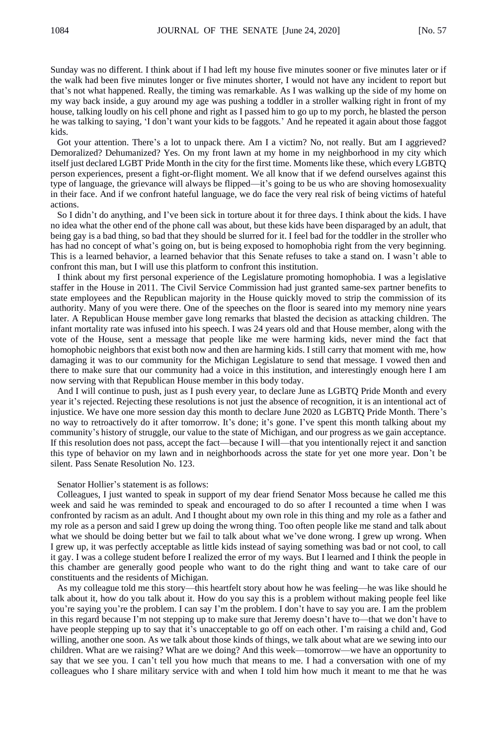Sunday was no different. I think about if I had left my house five minutes sooner or five minutes later or if the walk had been five minutes longer or five minutes shorter, I would not have any incident to report but that's not what happened. Really, the timing was remarkable. As I was walking up the side of my home on my way back inside, a guy around my age was pushing a toddler in a stroller walking right in front of my house, talking loudly on his cell phone and right as I passed him to go up to my porch, he blasted the person he was talking to saying, 'I don't want your kids to be faggots.' And he repeated it again about those faggot kids.

Got your attention. There's a lot to unpack there. Am I a victim? No, not really. But am I aggrieved? Demoralized? Dehumanized? Yes. On my front lawn at my home in my neighborhood in my city which itself just declared LGBT Pride Month in the city for the first time. Moments like these, which every LGBTQ person experiences, present a fight-or-flight moment. We all know that if we defend ourselves against this type of language, the grievance will always be flipped—it's going to be us who are shoving homosexuality in their face. And if we confront hateful language, we do face the very real risk of being victims of hateful actions.

So I didn't do anything, and I've been sick in torture about it for three days. I think about the kids. I have no idea what the other end of the phone call was about, but these kids have been disparaged by an adult, that being gay is a bad thing, so bad that they should be slurred for it. I feel bad for the toddler in the stroller who has had no concept of what's going on, but is being exposed to homophobia right from the very beginning. This is a learned behavior, a learned behavior that this Senate refuses to take a stand on. I wasn't able to confront this man, but I will use this platform to confront this institution.

I think about my first personal experience of the Legislature promoting homophobia. I was a legislative staffer in the House in 2011. The Civil Service Commission had just granted same-sex partner benefits to state employees and the Republican majority in the House quickly moved to strip the commission of its authority. Many of you were there. One of the speeches on the floor is seared into my memory nine years later. A Republican House member gave long remarks that blasted the decision as attacking children. The infant mortality rate was infused into his speech. I was 24 years old and that House member, along with the vote of the House, sent a message that people like me were harming kids, never mind the fact that homophobic neighbors that exist both now and then are harming kids. I still carry that moment with me, how damaging it was to our community for the Michigan Legislature to send that message. I vowed then and there to make sure that our community had a voice in this institution, and interestingly enough here I am now serving with that Republican House member in this body today.

And I will continue to push, just as I push every year, to declare June as LGBTQ Pride Month and every year it's rejected. Rejecting these resolutions is not just the absence of recognition, it is an intentional act of injustice. We have one more session day this month to declare June 2020 as LGBTQ Pride Month. There's no way to retroactively do it after tomorrow. It's done; it's gone. I've spent this month talking about my community's history of struggle, our value to the state of Michigan, and our progress as we gain acceptance. If this resolution does not pass, accept the fact—because I will—that you intentionally reject it and sanction this type of behavior on my lawn and in neighborhoods across the state for yet one more year. Don't be silent. Pass Senate Resolution No. 123.

Senator Hollier's statement is as follows:

Colleagues, I just wanted to speak in support of my dear friend Senator Moss because he called me this week and said he was reminded to speak and encouraged to do so after I recounted a time when I was confronted by racism as an adult. And I thought about my own role in this thing and my role as a father and my role as a person and said I grew up doing the wrong thing. Too often people like me stand and talk about what we should be doing better but we fail to talk about what we've done wrong. I grew up wrong. When I grew up, it was perfectly acceptable as little kids instead of saying something was bad or not cool, to call it gay. I was a college student before I realized the error of my ways. But I learned and I think the people in this chamber are generally good people who want to do the right thing and want to take care of our constituents and the residents of Michigan.

As my colleague told me this story—this heartfelt story about how he was feeling—he was like should he talk about it, how do you talk about it. How do you say this is a problem without making people feel like you're saying you're the problem. I can say I'm the problem. I don't have to say you are. I am the problem in this regard because I'm not stepping up to make sure that Jeremy doesn't have to—that we don't have to have people stepping up to say that it's unacceptable to go off on each other. I'm raising a child and, God willing, another one soon. As we talk about those kinds of things, we talk about what are we sewing into our children. What are we raising? What are we doing? And this week—tomorrow—we have an opportunity to say that we see you. I can't tell you how much that means to me. I had a conversation with one of my colleagues who I share military service with and when I told him how much it meant to me that he was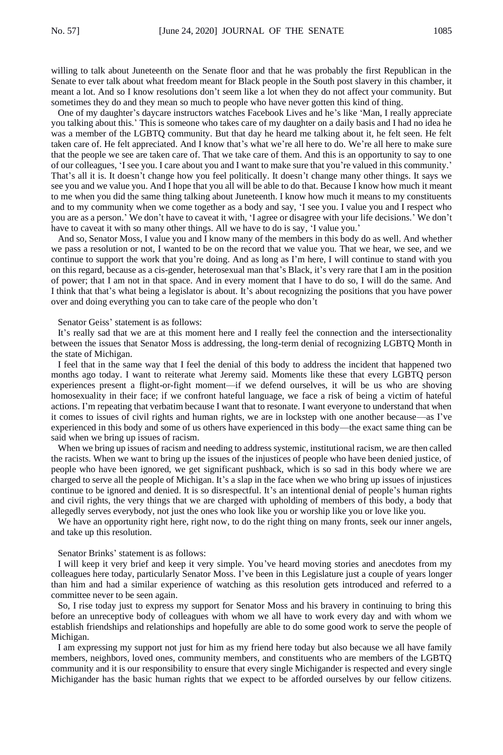willing to talk about Juneteenth on the Senate floor and that he was probably the first Republican in the Senate to ever talk about what freedom meant for Black people in the South post slavery in this chamber, it meant a lot. And so I know resolutions don't seem like a lot when they do not affect your community. But sometimes they do and they mean so much to people who have never gotten this kind of thing.

One of my daughter's daycare instructors watches Facebook Lives and he's like 'Man, I really appreciate you talking about this.' This is someone who takes care of my daughter on a daily basis and I had no idea he was a member of the LGBTQ community. But that day he heard me talking about it, he felt seen. He felt taken care of. He felt appreciated. And I know that's what we're all here to do. We're all here to make sure that the people we see are taken care of. That we take care of them. And this is an opportunity to say to one of our colleagues, 'I see you. I care about you and I want to make sure that you're valued in this community.' That's all it is. It doesn't change how you feel politically. It doesn't change many other things. It says we see you and we value you. And I hope that you all will be able to do that. Because I know how much it meant to me when you did the same thing talking about Juneteenth. I know how much it means to my constituents and to my community when we come together as a body and say, 'I see you. I value you and I respect who you are as a person.' We don't have to caveat it with, 'I agree or disagree with your life decisions.' We don't have to caveat it with so many other things. All we have to do is say, 'I value you.'

And so, Senator Moss, I value you and I know many of the members in this body do as well. And whether we pass a resolution or not, I wanted to be on the record that we value you. That we hear, we see, and we continue to support the work that you're doing. And as long as I'm here, I will continue to stand with you on this regard, because as a cis-gender, heterosexual man that's Black, it's very rare that I am in the position of power; that I am not in that space. And in every moment that I have to do so, I will do the same. And I think that that's what being a legislator is about. It's about recognizing the positions that you have power over and doing everything you can to take care of the people who don't

Senator Geiss' statement is as follows:

It's really sad that we are at this moment here and I really feel the connection and the intersectionality between the issues that Senator Moss is addressing, the long-term denial of recognizing LGBTQ Month in the state of Michigan.

I feel that in the same way that I feel the denial of this body to address the incident that happened two months ago today. I want to reiterate what Jeremy said. Moments like these that every LGBTQ person experiences present a flight-or-fight moment—if we defend ourselves, it will be us who are shoving homosexuality in their face; if we confront hateful language, we face a risk of being a victim of hateful actions. I'm repeating that verbatim because I want that to resonate. I want everyone to understand that when it comes to issues of civil rights and human rights, we are in lockstep with one another because—as I've experienced in this body and some of us others have experienced in this body—the exact same thing can be said when we bring up issues of racism.

When we bring up issues of racism and needing to address systemic, institutional racism, we are then called the racists. When we want to bring up the issues of the injustices of people who have been denied justice, of people who have been ignored, we get significant pushback, which is so sad in this body where we are charged to serve all the people of Michigan. It's a slap in the face when we who bring up issues of injustices continue to be ignored and denied. It is so disrespectful. It's an intentional denial of people's human rights and civil rights, the very things that we are charged with upholding of members of this body, a body that allegedly serves everybody, not just the ones who look like you or worship like you or love like you.

We have an opportunity right here, right now, to do the right thing on many fronts, seek our inner angels, and take up this resolution.

Senator Brinks' statement is as follows:

I will keep it very brief and keep it very simple. You've heard moving stories and anecdotes from my colleagues here today, particularly Senator Moss. I've been in this Legislature just a couple of years longer than him and had a similar experience of watching as this resolution gets introduced and referred to a committee never to be seen again.

So, I rise today just to express my support for Senator Moss and his bravery in continuing to bring this before an unreceptive body of colleagues with whom we all have to work every day and with whom we establish friendships and relationships and hopefully are able to do some good work to serve the people of Michigan.

I am expressing my support not just for him as my friend here today but also because we all have family members, neighbors, loved ones, community members, and constituents who are members of the LGBTQ community and it is our responsibility to ensure that every single Michigander is respected and every single Michigander has the basic human rights that we expect to be afforded ourselves by our fellow citizens.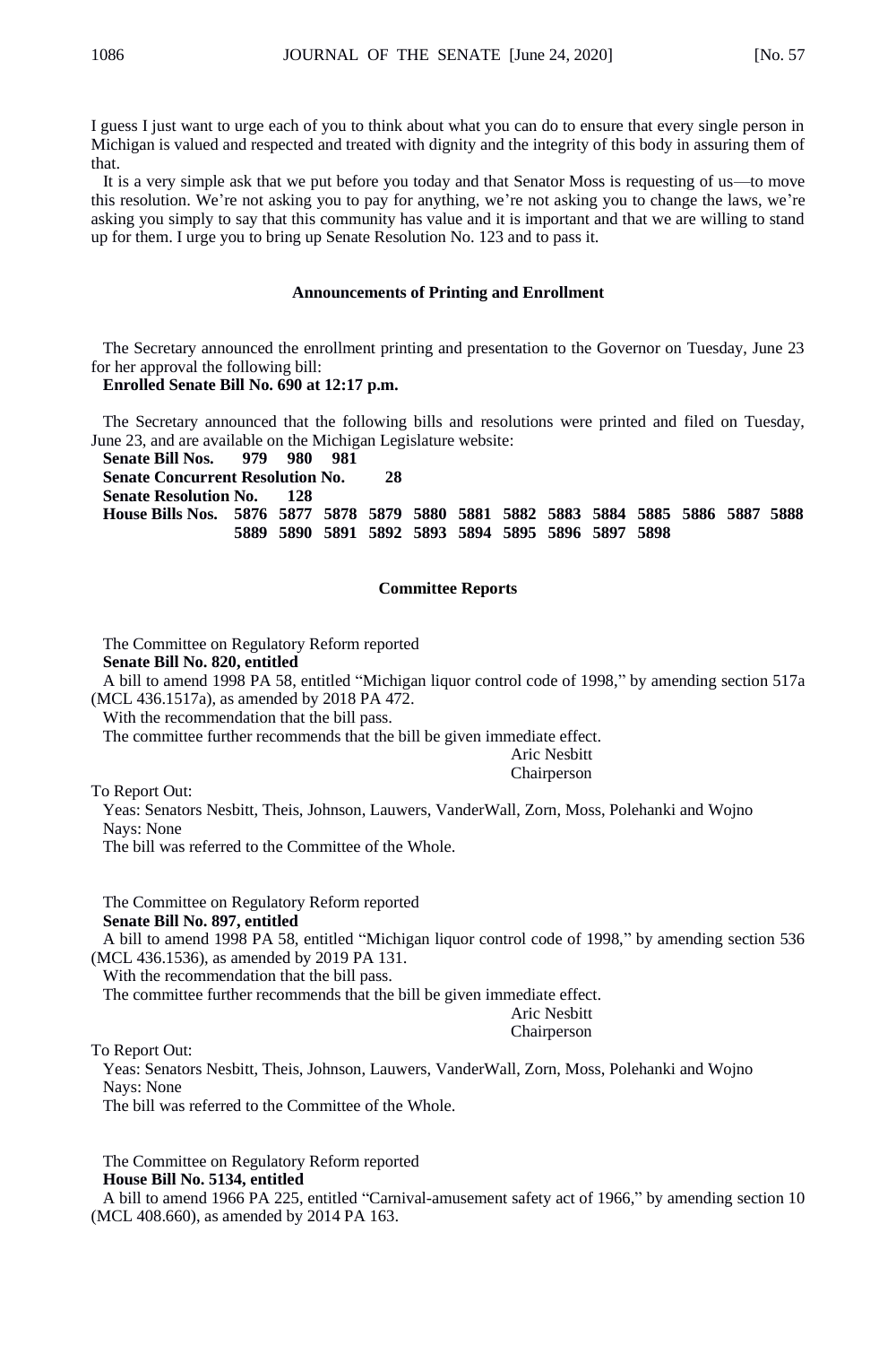I guess I just want to urge each of you to think about what you can do to ensure that every single person in Michigan is valued and respected and treated with dignity and the integrity of this body in assuring them of that.

It is a very simple ask that we put before you today and that Senator Moss is requesting of us—to move this resolution. We're not asking you to pay for anything, we're not asking you to change the laws, we're asking you simply to say that this community has value and it is important and that we are willing to stand up for them. I urge you to bring up Senate Resolution No. 123 and to pass it.

**Announcements of Printing and Enrollment**

The Secretary announced the enrollment printing and presentation to the Governor on Tuesday, June 23 for her approval the following bill:

**Enrolled Senate Bill No. 690 at 12:17 p.m.**

The Secretary announced that the following bills and resolutions were printed and filed on Tuesday, June 23, and are available on the Michigan Legislature website:

**Senate Bill Nos. 979 980 981**
**Senate Concurrent Resolution No. 28**
**Senate Resolution No. 128**
**House Bills Nos. 5876 5877 5878 5879 5880 5881 5882 5883 5884 5885 5886 5887 5888 5889 5890 5891 5892 5893 5894 5895 5896 5897 5898**

**Committee Reports**

The Committee on Regulatory Reform reported

**Senate Bill No. 820, entitled**

A bill to amend 1998 PA 58, entitled "Michigan liquor control code of 1998," by amending section 517a (MCL 436.1517a), as amended by 2018 PA 472.

With the recommendation that the bill pass.

The committee further recommends that the bill be given immediate effect.

Aric Nesbitt
Chairperson

To Report Out:

Yeas: Senators Nesbitt, Theis, Johnson, Lauwers, VanderWall, Zorn, Moss, Polehanki and Wojno

Nays: None

The bill was referred to the Committee of the Whole.

The Committee on Regulatory Reform reported

**Senate Bill No. 897, entitled**

A bill to amend 1998 PA 58, entitled "Michigan liquor control code of 1998," by amending section 536 (MCL 436.1536), as amended by 2019 PA 131.

With the recommendation that the bill pass.

The committee further recommends that the bill be given immediate effect.

Aric Nesbitt
Chairperson

To Report Out:

Yeas: Senators Nesbitt, Theis, Johnson, Lauwers, VanderWall, Zorn, Moss, Polehanki and Wojno

Nays: None

The bill was referred to the Committee of the Whole.

The Committee on Regulatory Reform reported

**House Bill No. 5134, entitled**

A bill to amend 1966 PA 225, entitled "Carnival-amusement safety act of 1966," by amending section 10 (MCL 408.660), as amended by 2014 PA 163.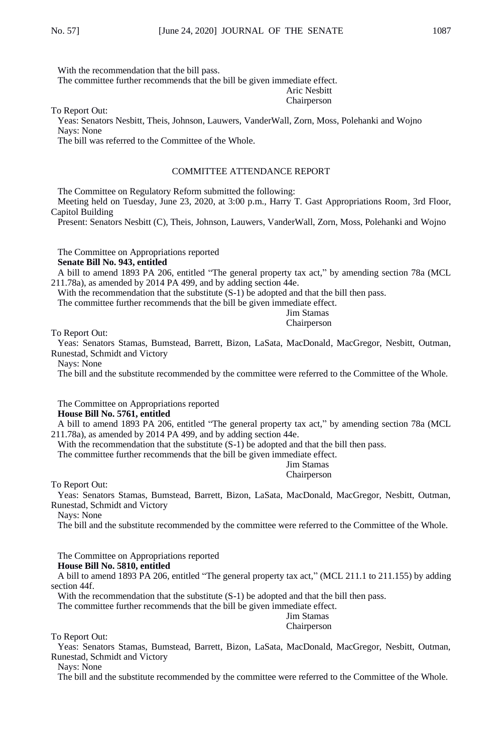With the recommendation that the bill pass.

The committee further recommends that the bill be given immediate effect.

Aric Nesbitt
Chairperson

To Report Out:

Yeas: Senators Nesbitt, Theis, Johnson, Lauwers, VanderWall, Zorn, Moss, Polehanki and Wojno

Nays: None

The bill was referred to the Committee of the Whole.

COMMITTEE ATTENDANCE REPORT

The Committee on Regulatory Reform submitted the following:

Meeting held on Tuesday, June 23, 2020, at 3:00 p.m., Harry T. Gast Appropriations Room, 3rd Floor, Capitol Building

Present: Senators Nesbitt (C), Theis, Johnson, Lauwers, VanderWall, Zorn, Moss, Polehanki and Wojno

The Committee on Appropriations reported

**Senate Bill No. 943, entitled**

A bill to amend 1893 PA 206, entitled "The general property tax act," by amending section 78a (MCL 211.78a), as amended by 2014 PA 499, and by adding section 44e.

With the recommendation that the substitute (S-1) be adopted and that the bill then pass.

The committee further recommends that the bill be given immediate effect.

Jim Stamas
Chairperson

To Report Out:

Yeas: Senators Stamas, Bumstead, Barrett, Bizon, LaSata, MacDonald, MacGregor, Nesbitt, Outman, Runestad, Schmidt and Victory

Nays: None

The bill and the substitute recommended by the committee were referred to the Committee of the Whole.

The Committee on Appropriations reported

**House Bill No. 5761, entitled**

A bill to amend 1893 PA 206, entitled "The general property tax act," by amending section 78a (MCL 211.78a), as amended by 2014 PA 499, and by adding section 44e.

With the recommendation that the substitute (S-1) be adopted and that the bill then pass.

The committee further recommends that the bill be given immediate effect.

Jim Stamas
Chairperson

To Report Out:

Yeas: Senators Stamas, Bumstead, Barrett, Bizon, LaSata, MacDonald, MacGregor, Nesbitt, Outman, Runestad, Schmidt and Victory

Nays: None

The bill and the substitute recommended by the committee were referred to the Committee of the Whole.

The Committee on Appropriations reported

**House Bill No. 5810, entitled**

A bill to amend 1893 PA 206, entitled "The general property tax act," (MCL 211.1 to 211.155) by adding section 44f.

With the recommendation that the substitute (S-1) be adopted and that the bill then pass.

The committee further recommends that the bill be given immediate effect.

Jim Stamas
Chairperson

To Report Out:

Yeas: Senators Stamas, Bumstead, Barrett, Bizon, LaSata, MacDonald, MacGregor, Nesbitt, Outman, Runestad, Schmidt and Victory

Nays: None

The bill and the substitute recommended by the committee were referred to the Committee of the Whole.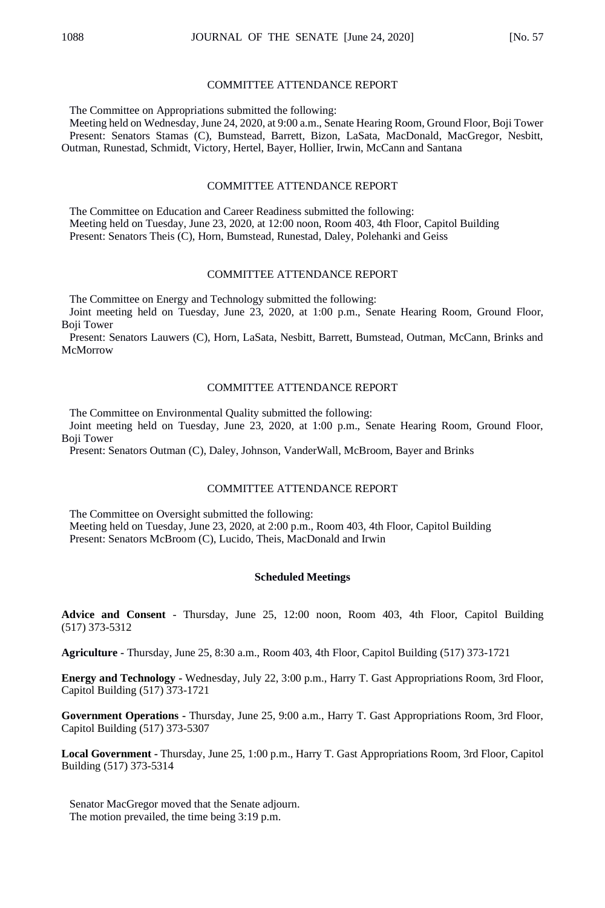### COMMITTEE ATTENDANCE REPORT

The Committee on Appropriations submitted the following:

Meeting held on Wednesday, June 24, 2020, at 9:00 a.m., Senate Hearing Room, Ground Floor, Boji Tower

Present: Senators Stamas (C), Bumstead, Barrett, Bizon, LaSata, MacDonald, MacGregor, Nesbitt, Outman, Runestad, Schmidt, Victory, Hertel, Bayer, Hollier, Irwin, McCann and Santana

### COMMITTEE ATTENDANCE REPORT

The Committee on Education and Career Readiness submitted the following:

Meeting held on Tuesday, June 23, 2020, at 12:00 noon, Room 403, 4th Floor, Capitol Building

Present: Senators Theis (C), Horn, Bumstead, Runestad, Daley, Polehanki and Geiss

### COMMITTEE ATTENDANCE REPORT

The Committee on Energy and Technology submitted the following:

Joint meeting held on Tuesday, June 23, 2020, at 1:00 p.m., Senate Hearing Room, Ground Floor, Boji Tower

Present: Senators Lauwers (C), Horn, LaSata, Nesbitt, Barrett, Bumstead, Outman, McCann, Brinks and McMorrow

### COMMITTEE ATTENDANCE REPORT

The Committee on Environmental Quality submitted the following:

Joint meeting held on Tuesday, June 23, 2020, at 1:00 p.m., Senate Hearing Room, Ground Floor, Boji Tower

Present: Senators Outman (C), Daley, Johnson, VanderWall, McBroom, Bayer and Brinks

### COMMITTEE ATTENDANCE REPORT

The Committee on Oversight submitted the following:

Meeting held on Tuesday, June 23, 2020, at 2:00 p.m., Room 403, 4th Floor, Capitol Building

Present: Senators McBroom (C), Lucido, Theis, MacDonald and Irwin

### Scheduled Meetings

**Advice and Consent** - Thursday, June 25, 12:00 noon, Room 403, 4th Floor, Capitol Building (517) 373-5312

**Agriculture -** Thursday, June 25, 8:30 a.m., Room 403, 4th Floor, Capitol Building (517) 373-1721

**Energy and Technology -** Wednesday, July 22, 3:00 p.m., Harry T. Gast Appropriations Room, 3rd Floor, Capitol Building (517) 373-1721

**Government Operations -** Thursday, June 25, 9:00 a.m., Harry T. Gast Appropriations Room, 3rd Floor, Capitol Building (517) 373-5307

**Local Government -** Thursday, June 25, 1:00 p.m., Harry T. Gast Appropriations Room, 3rd Floor, Capitol Building (517) 373-5314

Senator MacGregor moved that the Senate adjourn.

The motion prevailed, the time being 3:19 p.m.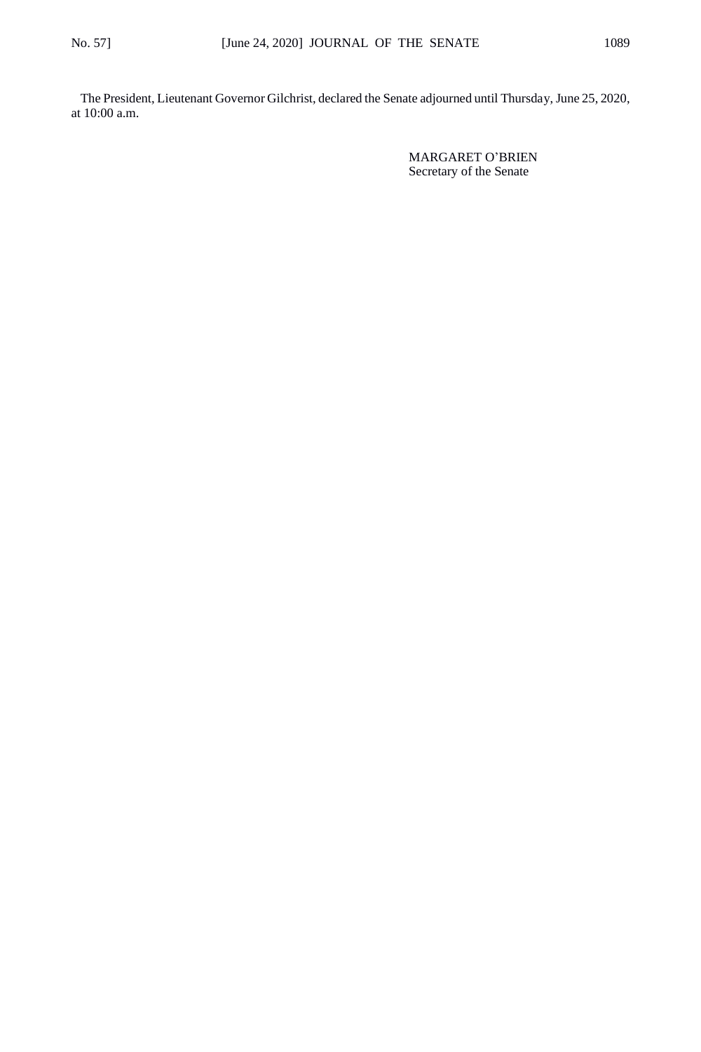The President, Lieutenant Governor Gilchrist, declared the Senate adjourned until Thursday, June 25, 2020, at 10:00 a.m.

MARGARET O'BRIEN
Secretary of the Senate